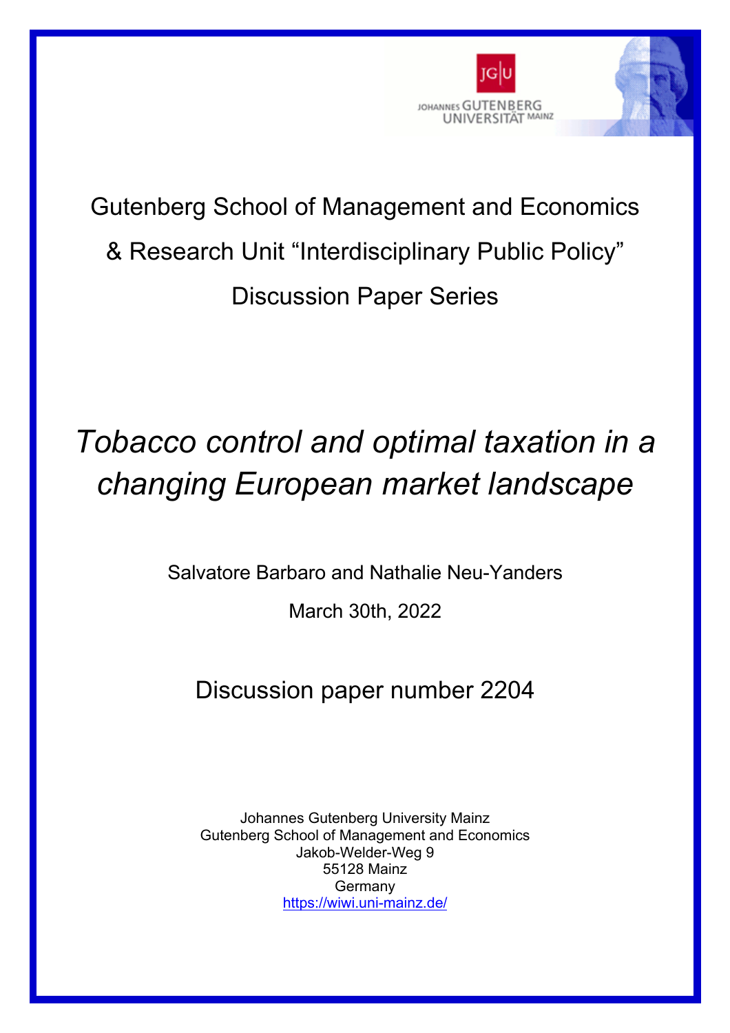Gutenberg School of Management and Economics

& Research Unit "Interdisciplinary Public Policy"

Discussion Paper Series

# *Tobacco control and optimal taxation in a changing European market landscape*

Salvatore Barbaro and Nathalie Neu-Yanders

March 30th, 2022

Discussion paper number 2204

Johannes Gutenberg University Mainz
Gutenberg School of Management and Economics
Jakob-Welder-Weg 9
55128 Mainz
Germany
https://wiwi.uni-mainz.de/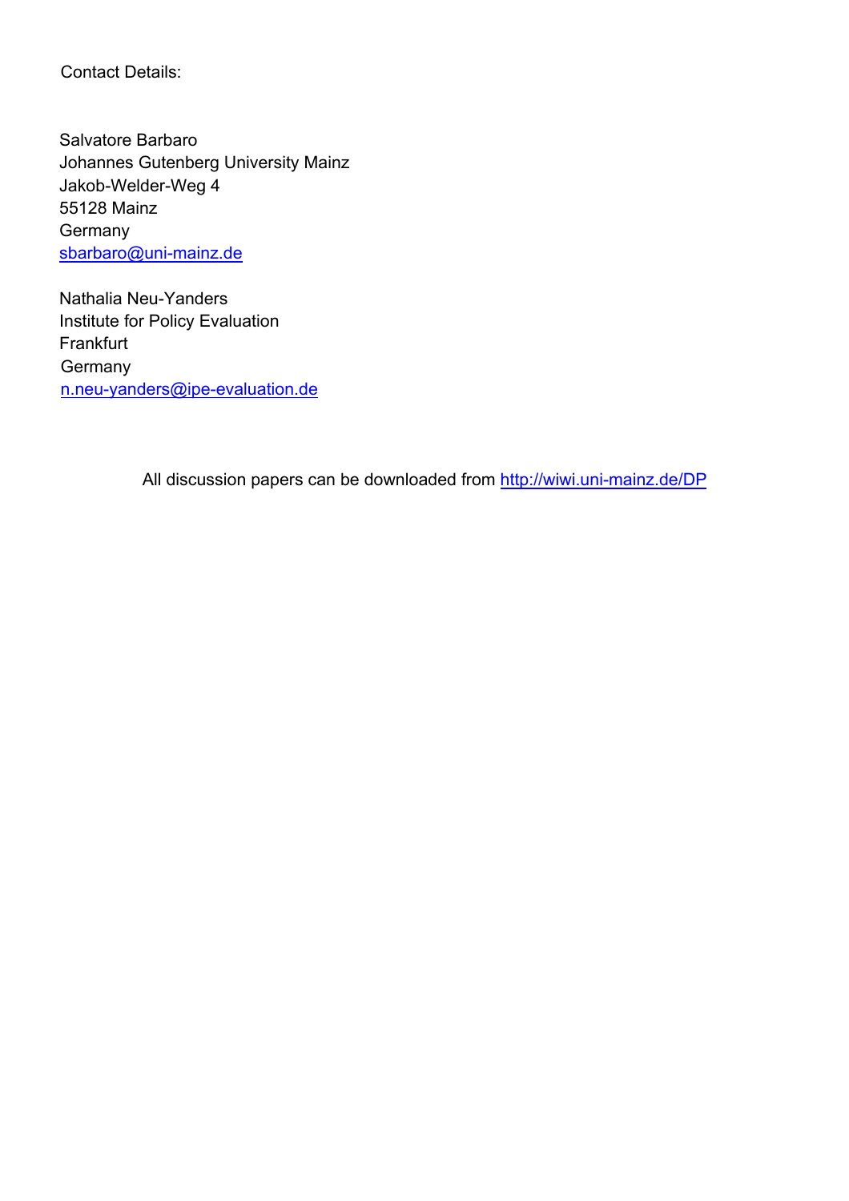Contact Details:

Salvatore Barbaro
Johannes Gutenberg University Mainz
Jakob-Welder-Weg 4
55128 Mainz
Germany
sbarbaro@uni-mainz.de

Nathalia Neu-Yanders
Institute for Policy Evaluation
Frankfurt
Germany
n.neu-yanders@ipe-evaluation.de

All discussion papers can be downloaded from http://wiwi.uni-mainz.de/DP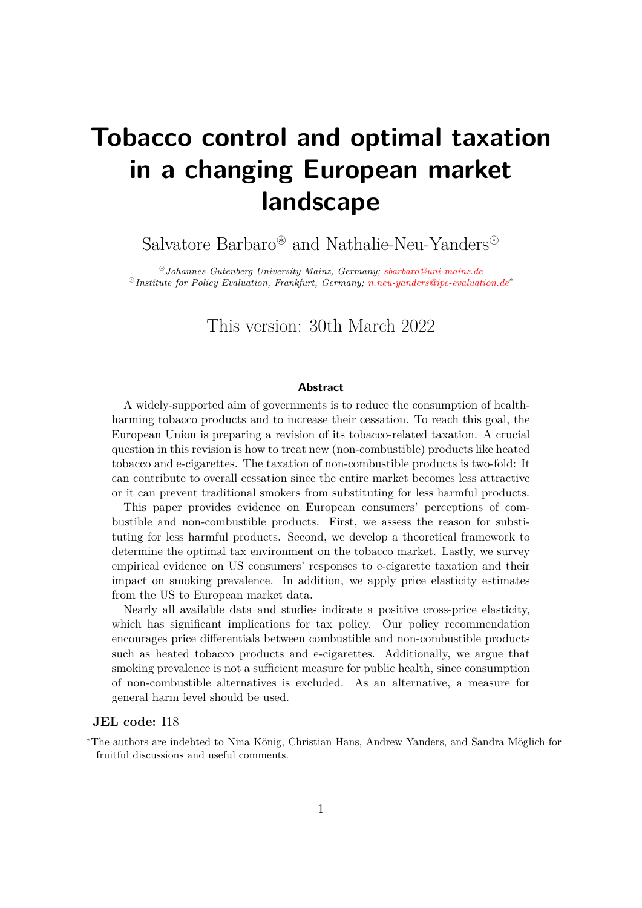# Tobacco control and optimal taxation in a changing European market landscape

Salvatore Barbaro[⊛] and Nathalie-Neu-Yanders[⊙]

[⊛] *Johannes-Gutenberg University Mainz, Germany; sbarbaro@uni-mainz.de*
[⊙] *Institute for Policy Evaluation, Frankfurt, Germany; n.neu-yanders@ipe-evaluation.de*[*]

This version: 30th March 2022

**Abstract**

A widely-supported aim of governments is to reduce the consumption of health-harming tobacco products and to increase their cessation. To reach this goal, the European Union is preparing a revision of its tobacco-related taxation. A crucial question in this revision is how to treat new (non-combustible) products like heated tobacco and e-cigarettes. The taxation of non-combustible products is two-fold: It can contribute to overall cessation since the entire market becomes less attractive or it can prevent traditional smokers from substituting for less harmful products.

This paper provides evidence on European consumers' perceptions of combustible and non-combustible products. First, we assess the reason for substituting for less harmful products. Second, we develop a theoretical framework to determine the optimal tax environment on the tobacco market. Lastly, we survey empirical evidence on US consumers' responses to e-cigarette taxation and their impact on smoking prevalence. In addition, we apply price elasticity estimates from the US to European market data.

Nearly all available data and studies indicate a positive cross-price elasticity, which has significant implications for tax policy. Our policy recommendation encourages price differentials between combustible and non-combustible products such as heated tobacco products and e-cigarettes. Additionally, we argue that smoking prevalence is not a sufficient measure for public health, since consumption of non-combustible alternatives is excluded. As an alternative, a measure for general harm level should be used.

**JEL code:** I18

[*] The authors are indebted to Nina König, Christian Hans, Andrew Yanders, and Sandra Möglich for fruitful discussions and useful comments.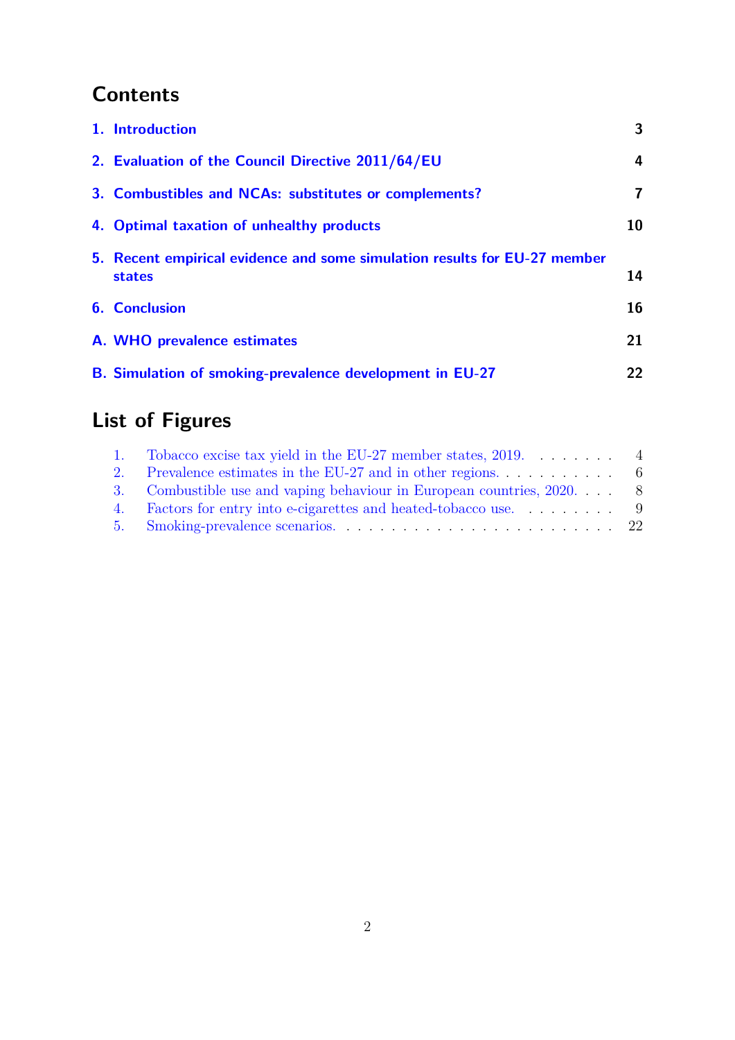# Contents

1. Introduction 3

2. Evaluation of the Council Directive 2011/64/EU 4

3. Combustibles and NCAs: substitutes or complements? 7

4. Optimal taxation of unhealthy products 10

5. Recent empirical evidence and some simulation results for EU-27 member states 14

6. Conclusion 16

A. WHO prevalence estimates 21

B. Simulation of smoking-prevalence development in EU-27 22

# List of Figures

1. Tobacco excise tax yield in the EU-27 member states, 2019. . . . . . . . 4
2. Prevalence estimates in the EU-27 and in other regions. . . . . . . . . . . 6
3. Combustible use and vaping behaviour in European countries, 2020. . . . 8
4. Factors for entry into e-cigarettes and heated-tobacco use. . . . . . . . . 9
5. Smoking-prevalence scenarios. . . . . . . . . . . . . . . . . . . . . . . . 22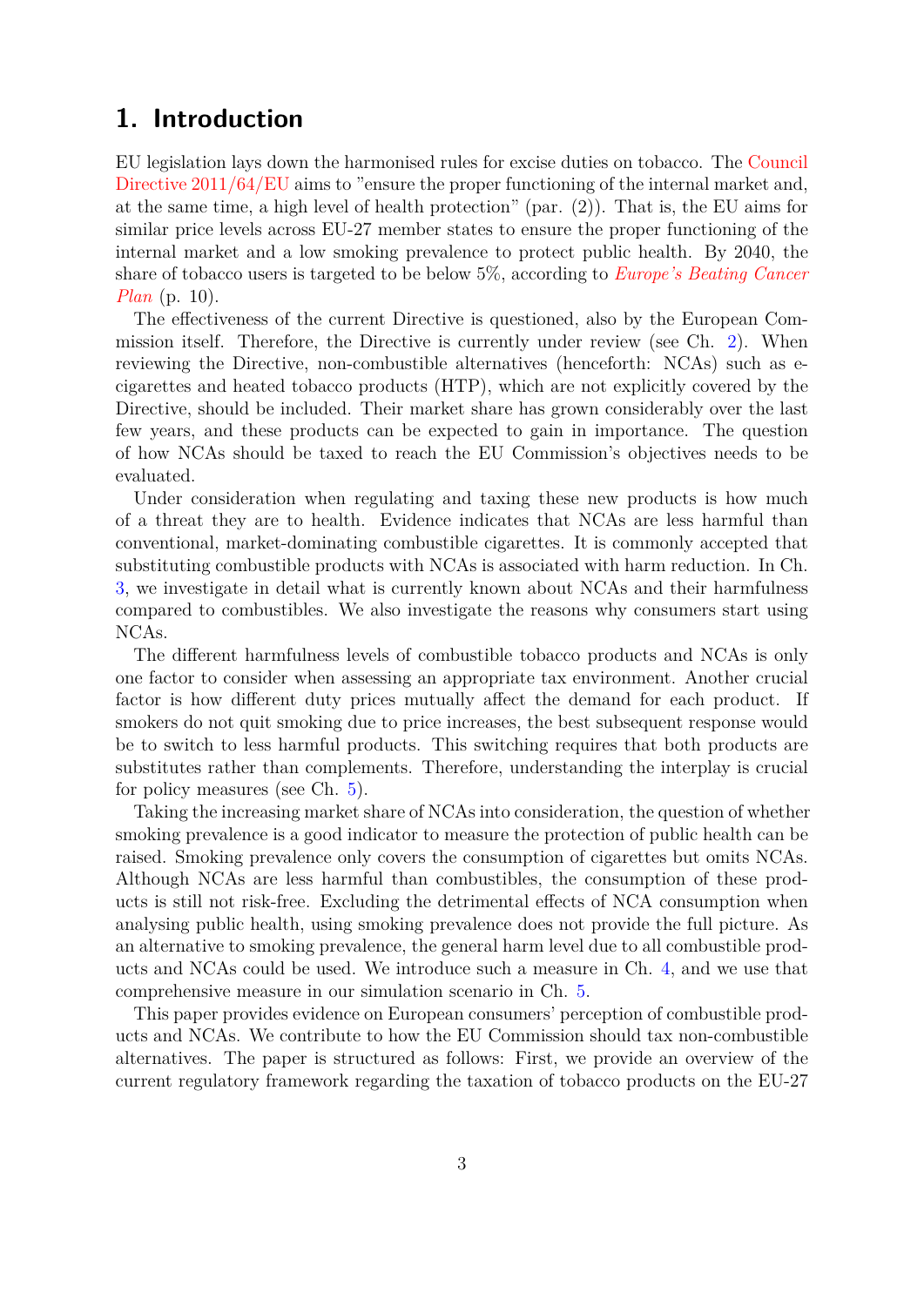# 1. Introduction

EU legislation lays down the harmonised rules for excise duties on tobacco. The Council Directive 2011/64/EU aims to "ensure the proper functioning of the internal market and, at the same time, a high level of health protection" (par. (2)). That is, the EU aims for similar price levels across EU-27 member states to ensure the proper functioning of the internal market and a low smoking prevalence to protect public health. By 2040, the share of tobacco users is targeted to be below 5%, according to *Europe's Beating Cancer Plan* (p. 10).

The effectiveness of the current Directive is questioned, also by the European Commission itself. Therefore, the Directive is currently under review (see Ch. 2). When reviewing the Directive, non-combustible alternatives (henceforth: NCAs) such as e-cigarettes and heated tobacco products (HTP), which are not explicitly covered by the Directive, should be included. Their market share has grown considerably over the last few years, and these products can be expected to gain in importance. The question of how NCAs should be taxed to reach the EU Commission's objectives needs to be evaluated.

Under consideration when regulating and taxing these new products is how much of a threat they are to health. Evidence indicates that NCAs are less harmful than conventional, market-dominating combustible cigarettes. It is commonly accepted that substituting combustible products with NCAs is associated with harm reduction. In Ch. 3, we investigate in detail what is currently known about NCAs and their harmfulness compared to combustibles. We also investigate the reasons why consumers start using NCAs.

The different harmfulness levels of combustible tobacco products and NCAs is only one factor to consider when assessing an appropriate tax environment. Another crucial factor is how different duty prices mutually affect the demand for each product. If smokers do not quit smoking due to price increases, the best subsequent response would be to switch to less harmful products. This switching requires that both products are substitutes rather than complements. Therefore, understanding the interplay is crucial for policy measures (see Ch. 5).

Taking the increasing market share of NCAs into consideration, the question of whether smoking prevalence is a good indicator to measure the protection of public health can be raised. Smoking prevalence only covers the consumption of cigarettes but omits NCAs. Although NCAs are less harmful than combustibles, the consumption of these products is still not risk-free. Excluding the detrimental effects of NCA consumption when analysing public health, using smoking prevalence does not provide the full picture. As an alternative to smoking prevalence, the general harm level due to all combustible products and NCAs could be used. We introduce such a measure in Ch. 4, and we use that comprehensive measure in our simulation scenario in Ch. 5.

This paper provides evidence on European consumers' perception of combustible products and NCAs. We contribute to how the EU Commission should tax non-combustible alternatives. The paper is structured as follows: First, we provide an overview of the current regulatory framework regarding the taxation of tobacco products on the EU-27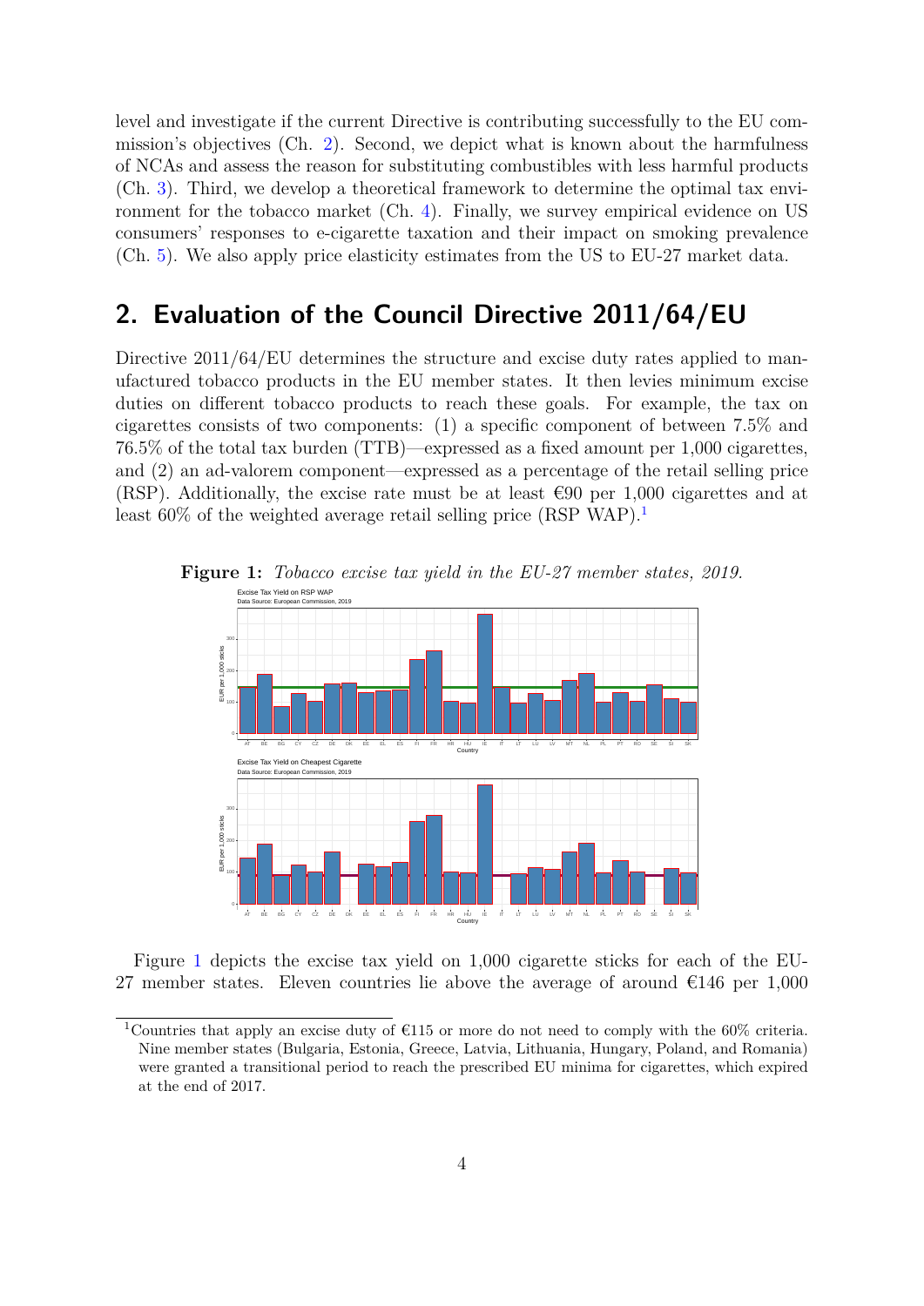level and investigate if the current Directive is contributing successfully to the EU commission's objectives (Ch. 2). Second, we depict what is known about the harmfulness of NCAs and assess the reason for substituting combustibles with less harmful products (Ch. 3). Third, we develop a theoretical framework to determine the optimal tax environment for the tobacco market (Ch. 4). Finally, we survey empirical evidence on US consumers' responses to e-cigarette taxation and their impact on smoking prevalence (Ch. 5). We also apply price elasticity estimates from the US to EU-27 market data.

## 2. Evaluation of the Council Directive 2011/64/EU

Directive 2011/64/EU determines the structure and excise duty rates applied to manufactured tobacco products in the EU member states. It then levies minimum excise duties on different tobacco products to reach these goals. For example, the tax on cigarettes consists of two components: (1) a specific component of between 7.5% and 76.5% of the total tax burden (TTB)—expressed as a fixed amount per 1,000 cigarettes, and (2) an ad-valorem component—expressed as a percentage of the retail selling price (RSP). Additionally, the excise rate must be at least €90 per 1,000 cigarettes and at least 60% of the weighted average retail selling price (RSP WAP).[1]

**Figure 1:** *Tobacco excise tax yield in the EU-27 member states, 2019.*

Excise Tax Yield on RSP WAP
Data Source: European Commission, 2019
EUR per 1,000 sticks
0
100
200
300
AT BE BG CY CZ DE DK EE EL ES FI FR HR HU IE IT LT LU LV MT NL PL PT RO SE SI SK
Country

Excise Tax Yield on Cheapest Cigarette
Data Source: European Commission, 2019
EUR per 1,000 sticks
0
100
200
300
AT BE BG CY CZ DE DK EE EL ES FI FR HR HU IE IT LT LU LV MT NL PL PT RO SE SI SK
Country

Figure 1 depicts the excise tax yield on 1,000 cigarette sticks for each of the EU-27 member states. Eleven countries lie above the average of around €146 per 1,000

[1] Countries that apply an excise duty of €115 or more do not need to comply with the 60% criteria. Nine member states (Bulgaria, Estonia, Greece, Latvia, Lithuania, Hungary, Poland, and Romania) were granted a transitional period to reach the prescribed EU minima for cigarettes, which expired at the end of 2017.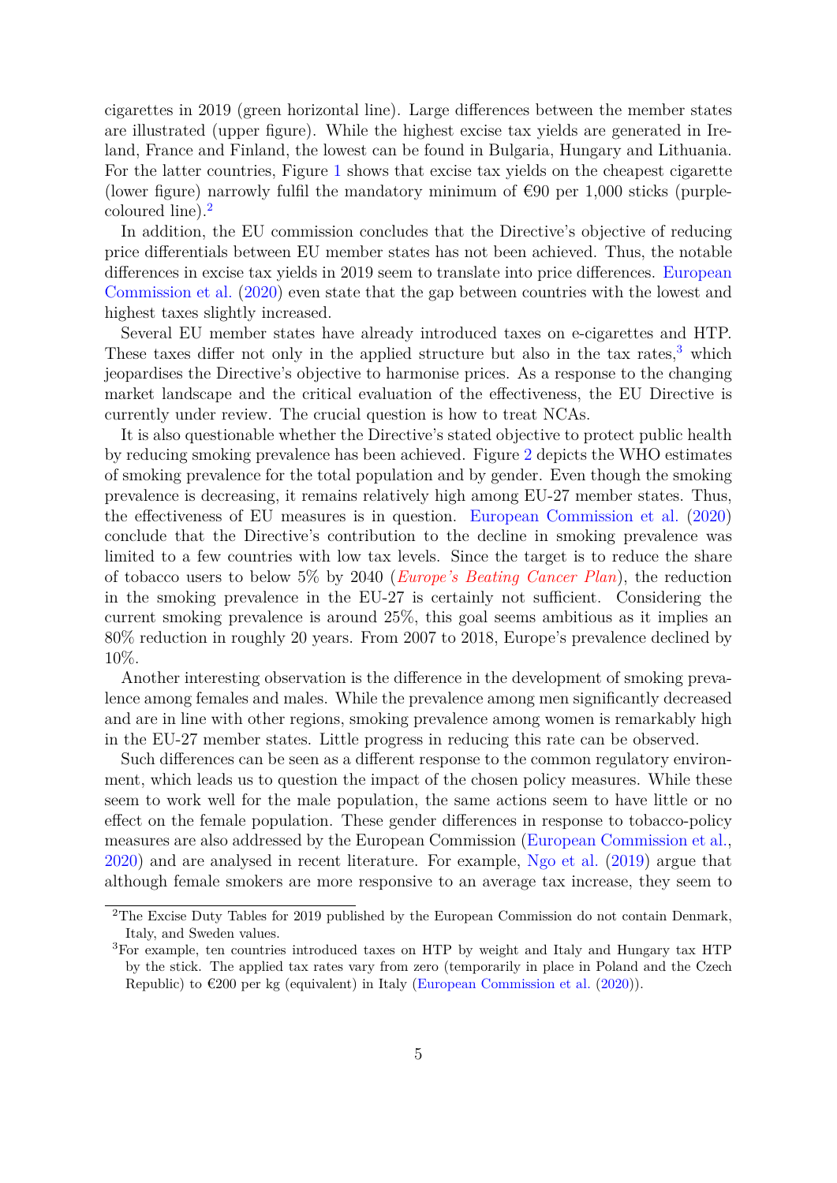cigarettes in 2019 (green horizontal line). Large differences between the member states are illustrated (upper figure). While the highest excise tax yields are generated in Ireland, France and Finland, the lowest can be found in Bulgaria, Hungary and Lithuania. For the latter countries, Figure 1 shows that excise tax yields on the cheapest cigarette (lower figure) narrowly fulfil the mandatory minimum of €90 per 1,000 sticks (purple-coloured line).[2]

In addition, the EU commission concludes that the Directive's objective of reducing price differentials between EU member states has not been achieved. Thus, the notable differences in excise tax yields in 2019 seem to translate into price differences. European Commission et al. (2020) even state that the gap between countries with the lowest and highest taxes slightly increased.

Several EU member states have already introduced taxes on e-cigarettes and HTP. These taxes differ not only in the applied structure but also in the tax rates,[3] which jeopardises the Directive's objective to harmonise prices. As a response to the changing market landscape and the critical evaluation of the effectiveness, the EU Directive is currently under review. The crucial question is how to treat NCAs.

It is also questionable whether the Directive's stated objective to protect public health by reducing smoking prevalence has been achieved. Figure 2 depicts the WHO estimates of smoking prevalence for the total population and by gender. Even though the smoking prevalence is decreasing, it remains relatively high among EU-27 member states. Thus, the effectiveness of EU measures is in question. European Commission et al. (2020) conclude that the Directive's contribution to the decline in smoking prevalence was limited to a few countries with low tax levels. Since the target is to reduce the share of tobacco users to below 5% by 2040 (*Europe's Beating Cancer Plan*), the reduction in the smoking prevalence in the EU-27 is certainly not sufficient. Considering the current smoking prevalence is around 25%, this goal seems ambitious as it implies an 80% reduction in roughly 20 years. From 2007 to 2018, Europe's prevalence declined by 10%.

Another interesting observation is the difference in the development of smoking prevalence among females and males. While the prevalence among men significantly decreased and are in line with other regions, smoking prevalence among women is remarkably high in the EU-27 member states. Little progress in reducing this rate can be observed.

Such differences can be seen as a different response to the common regulatory environment, which leads us to question the impact of the chosen policy measures. While these seem to work well for the male population, the same actions seem to have little or no effect on the female population. These gender differences in response to tobacco-policy measures are also addressed by the European Commission (European Commission et al., 2020) and are analysed in recent literature. For example, Ngo et al. (2019) argue that although female smokers are more responsive to an average tax increase, they seem to

[2] The Excise Duty Tables for 2019 published by the European Commission do not contain Denmark, Italy, and Sweden values.

[3] For example, ten countries introduced taxes on HTP by weight and Italy and Hungary tax HTP by the stick. The applied tax rates vary from zero (temporarily in place in Poland and the Czech Republic) to €200 per kg (equivalent) in Italy (European Commission et al. (2020)).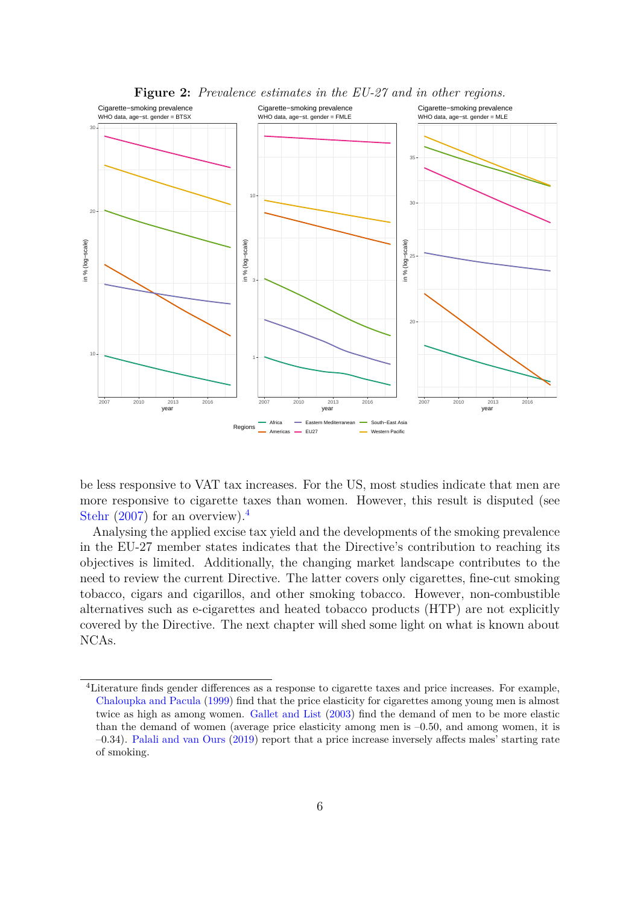**Figure 2:** *Prevalence estimates in the EU-27 and in other regions.*

Cigarette−smoking prevalence
WHO data, age−st. gender = BTSX

in % (log−scale)
30
20
10
2007 2010 2013 2016
year

Cigarette−smoking prevalence
WHO data, age−st. gender = FMLE

in % (log−scale)
10
3
1
2007 2010 2013 2016
year

Cigarette−smoking prevalence
WHO data, age−st. gender = MLE

in % (log−scale)
35
30
25
20
2007 2010 2013 2016
year

Regions: Africa, Americas, Eastern Mediterranean, EU27, South−East Asia, Western Pacific

be less responsive to VAT tax increases. For the US, most studies indicate that men are more responsive to cigarette taxes than women. However, this result is disputed (see Stehr (2007) for an overview).[4]

Analysing the applied excise tax yield and the developments of the smoking prevalence in the EU-27 member states indicates that the Directive's contribution to reaching its objectives is limited. Additionally, the changing market landscape contributes to the need to review the current Directive. The latter covers only cigarettes, fine-cut smoking tobacco, cigars and cigarillos, and other smoking tobacco. However, non-combustible alternatives such as e-cigarettes and heated tobacco products (HTP) are not explicitly covered by the Directive. The next chapter will shed some light on what is known about NCAs.

[4]Literature finds gender differences as a response to cigarette taxes and price increases. For example, Chaloupka and Pacula (1999) find that the price elasticity for cigarettes among young men is almost twice as high as among women. Gallet and List (2003) find the demand of men to be more elastic than the demand of women (average price elasticity among men is –0.50, and among women, it is –0.34). Palali and van Ours (2019) report that a price increase inversely affects males' starting rate of smoking.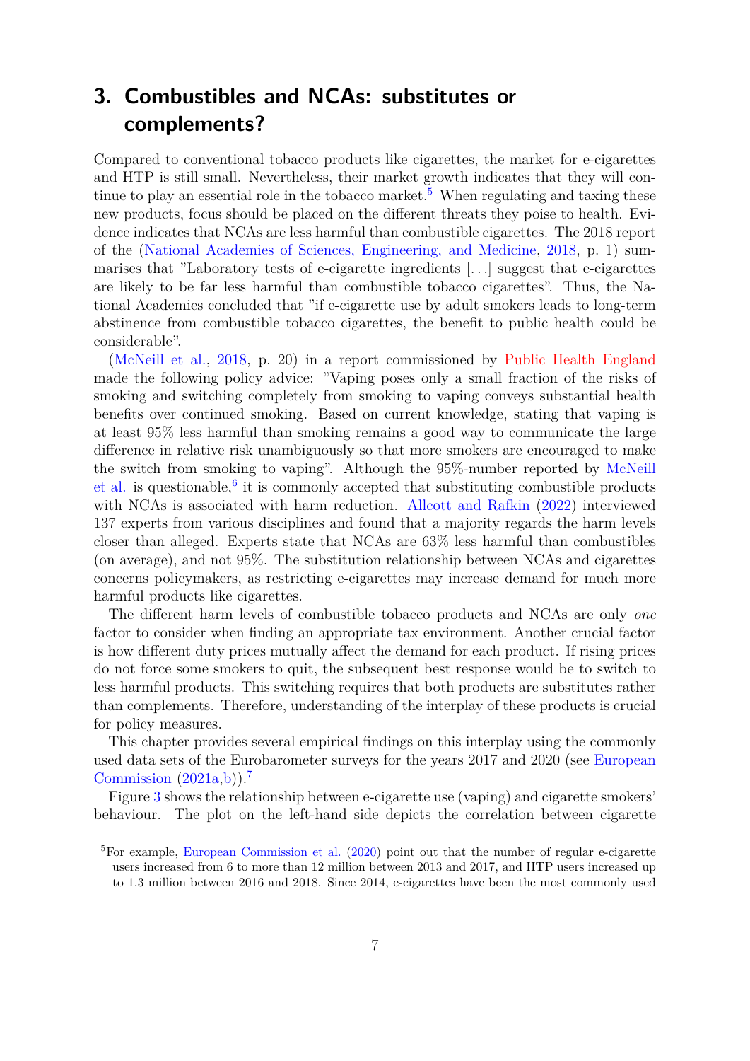## 3. Combustibles and NCAs: substitutes or complements?

Compared to conventional tobacco products like cigarettes, the market for e-cigarettes and HTP is still small. Nevertheless, their market growth indicates that they will continue to play an essential role in the tobacco market.[5] When regulating and taxing these new products, focus should be placed on the different threats they poise to health. Evidence indicates that NCAs are less harmful than combustible cigarettes. The 2018 report of the (National Academies of Sciences, Engineering, and Medicine, 2018, p. 1) summarises that "Laboratory tests of e-cigarette ingredients [...] suggest that e-cigarettes are likely to be far less harmful than combustible tobacco cigarettes". Thus, the National Academies concluded that "if e-cigarette use by adult smokers leads to long-term abstinence from combustible tobacco cigarettes, the benefit to public health could be considerable".

(McNeill et al., 2018, p. 20) in a report commissioned by Public Health England made the following policy advice: "Vaping poses only a small fraction of the risks of smoking and switching completely from smoking to vaping conveys substantial health benefits over continued smoking. Based on current knowledge, stating that vaping is at least 95% less harmful than smoking remains a good way to communicate the large difference in relative risk unambiguously so that more smokers are encouraged to make the switch from smoking to vaping". Although the 95%-number reported by McNeill et al. is questionable,[6] it is commonly accepted that substituting combustible products with NCAs is associated with harm reduction. Allcott and Rafkin (2022) interviewed 137 experts from various disciplines and found that a majority regards the harm levels closer than alleged. Experts state that NCAs are 63% less harmful than combustibles (on average), and not 95%. The substitution relationship between NCAs and cigarettes concerns policymakers, as restricting e-cigarettes may increase demand for much more harmful products like cigarettes.

The different harm levels of combustible tobacco products and NCAs are only *one* factor to consider when finding an appropriate tax environment. Another crucial factor is how different duty prices mutually affect the demand for each product. If rising prices do not force some smokers to quit, the subsequent best response would be to switch to less harmful products. This switching requires that both products are substitutes rather than complements. Therefore, understanding of the interplay of these products is crucial for policy measures.

This chapter provides several empirical findings on this interplay using the commonly used data sets of the Eurobarometer surveys for the years 2017 and 2020 (see European Commission (2021a,b)).[7]

Figure 3 shows the relationship between e-cigarette use (vaping) and cigarette smokers' behaviour. The plot on the left-hand side depicts the correlation between cigarette

[5] For example, European Commission et al. (2020) point out that the number of regular e-cigarette users increased from 6 to more than 12 million between 2013 and 2017, and HTP users increased up to 1.3 million between 2016 and 2018. Since 2014, e-cigarettes have been the most commonly used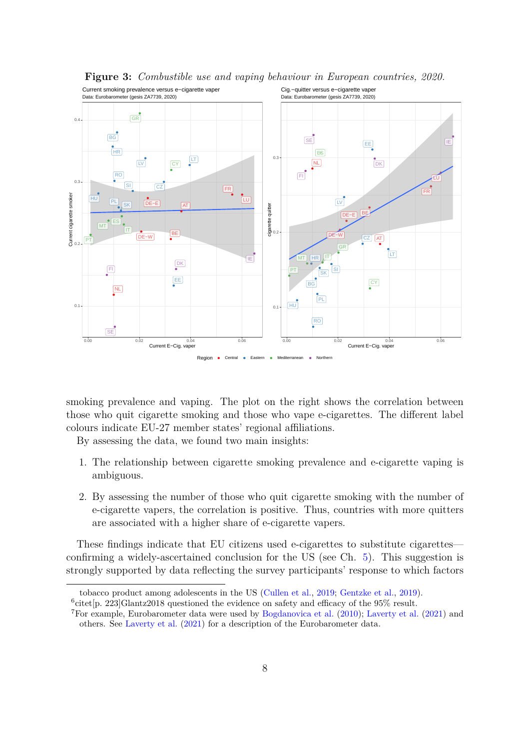**Figure 3:** *Combustible use and vaping behaviour in European countries, 2020.*

Current smoking prevalence versus e−cigarette vaper
Data: Eurobarometer (gesis ZA7739, 2020)

Current cigarette smoker

Current E−Cig. vaper

Cig.−quitter versus e−cigarette vaper
Data: Eurobarometer (gesis ZA7739, 2020)

cigarette quitter

Current E−Cig. vaper

Region ● Central ● Eastern ● Mediterranean ● Northern

smoking prevalence and vaping. The plot on the right shows the correlation between those who quit cigarette smoking and those who vape e-cigarettes. The different label colours indicate EU-27 member states' regional affiliations.

By assessing the data, we found two main insights:

1. The relationship between cigarette smoking prevalence and e-cigarette vaping is ambiguous.
2. By assessing the number of those who quit cigarette smoking with the number of e-cigarette vapers, the correlation is positive. Thus, countries with more quitters are associated with a higher share of e-cigarette vapers.

These findings indicate that EU citizens used e-cigarettes to substitute cigarettes—confirming a widely-ascertained conclusion for the US (see Ch. 5). This suggestion is strongly supported by data reflecting the survey participants' response to which factors

tobacco product among adolescents in the US (Cullen et al., 2019; Gentzke et al., 2019).

[6]citet[p. 223]Glantz2018 questioned the evidence on safety and efficacy of the 95% result.

[7]For example, Eurobarometer data were used by Bogdanovica et al. (2010); Laverty et al. (2021) and others. See Laverty et al. (2021) for a description of the Eurobarometer data.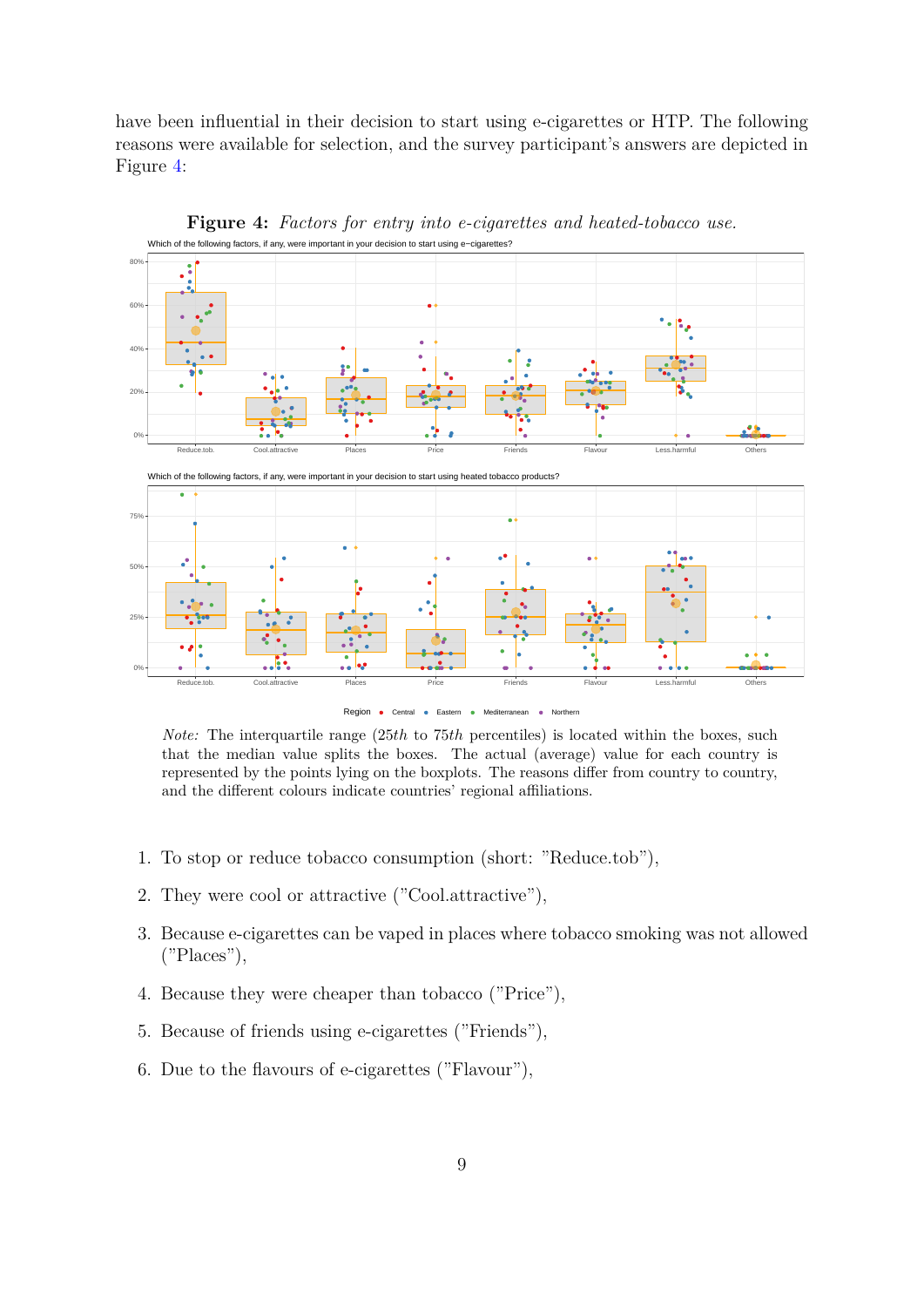have been influential in their decision to start using e-cigarettes or HTP. The following reasons were available for selection, and the survey participant's answers are depicted in Figure 4:

**Figure 4:** *Factors for entry into e-cigarettes and heated-tobacco use.*

Which of the following factors, if any, were important in your decision to start using e−cigarettes?

80%
60%
40%
20%
0%

Reduce.tob. Cool.attractive Places Price Friends Flavour Less.harmful Others

Which of the following factors, if any, were important in your decision to start using heated tobacco products?

75%
50%
25%
0%

Reduce.tob. Cool.attractive Places Price Friends Flavour Less.harmful Others

Region • Central • Eastern • Mediterranean • Northern

*Note:* The interquartile range (25*th* to 75*th* percentiles) is located within the boxes, such that the median value splits the boxes. The actual (average) value for each country is represented by the points lying on the boxplots. The reasons differ from country to country, and the different colours indicate countries' regional affiliations.

1. To stop or reduce tobacco consumption (short: "Reduce.tob"),
2. They were cool or attractive ("Cool.attractive"),
3. Because e-cigarettes can be vaped in places where tobacco smoking was not allowed ("Places"),
4. Because they were cheaper than tobacco ("Price"),
5. Because of friends using e-cigarettes ("Friends"),
6. Due to the flavours of e-cigarettes ("Flavour"),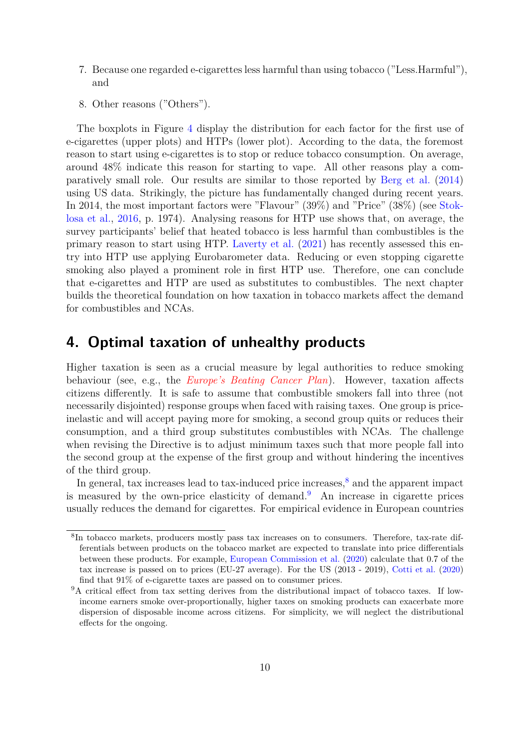7. Because one regarded e-cigarettes less harmful than using tobacco ("Less.Harmful"), and

8. Other reasons ("Others").

The boxplots in Figure 4 display the distribution for each factor for the first use of e-cigarettes (upper plots) and HTPs (lower plot). According to the data, the foremost reason to start using e-cigarettes is to stop or reduce tobacco consumption. On average, around 48% indicate this reason for starting to vape. All other reasons play a comparatively small role. Our results are similar to those reported by Berg et al. (2014) using US data. Strikingly, the picture has fundamentally changed during recent years. In 2014, the most important factors were "Flavour" (39%) and "Price" (38%) (see Stoklosa et al., 2016, p. 1974). Analysing reasons for HTP use shows that, on average, the survey participants' belief that heated tobacco is less harmful than combustibles is the primary reason to start using HTP. Laverty et al. (2021) has recently assessed this entry into HTP use applying Eurobarometer data. Reducing or even stopping cigarette smoking also played a prominent role in first HTP use. Therefore, one can conclude that e-cigarettes and HTP are used as substitutes to combustibles. The next chapter builds the theoretical foundation on how taxation in tobacco markets affect the demand for combustibles and NCAs.

## 4. Optimal taxation of unhealthy products

Higher taxation is seen as a crucial measure by legal authorities to reduce smoking behaviour (see, e.g., the *Europe's Beating Cancer Plan*). However, taxation affects citizens differently. It is safe to assume that combustible smokers fall into three (not necessarily disjointed) response groups when faced with raising taxes. One group is price-inelastic and will accept paying more for smoking, a second group quits or reduces their consumption, and a third group substitutes combustibles with NCAs. The challenge when revising the Directive is to adjust minimum taxes such that more people fall into the second group at the expense of the first group and without hindering the incentives of the third group.

In general, tax increases lead to tax-induced price increases,[8] and the apparent impact is measured by the own-price elasticity of demand.[9] An increase in cigarette prices usually reduces the demand for cigarettes. For empirical evidence in European countries

[8] In tobacco markets, producers mostly pass tax increases on to consumers. Therefore, tax-rate differentials between products on the tobacco market are expected to translate into price differentials between these products. For example, European Commission et al. (2020) calculate that 0.7 of the tax increase is passed on to prices (EU-27 average). For the US (2013 - 2019), Cotti et al. (2020) find that 91% of e-cigarette taxes are passed on to consumer prices.

[9] A critical effect from tax setting derives from the distributional impact of tobacco taxes. If low-income earners smoke over-proportionally, higher taxes on smoking products can exacerbate more dispersion of disposable income across citizens. For simplicity, we will neglect the distributional effects for the ongoing.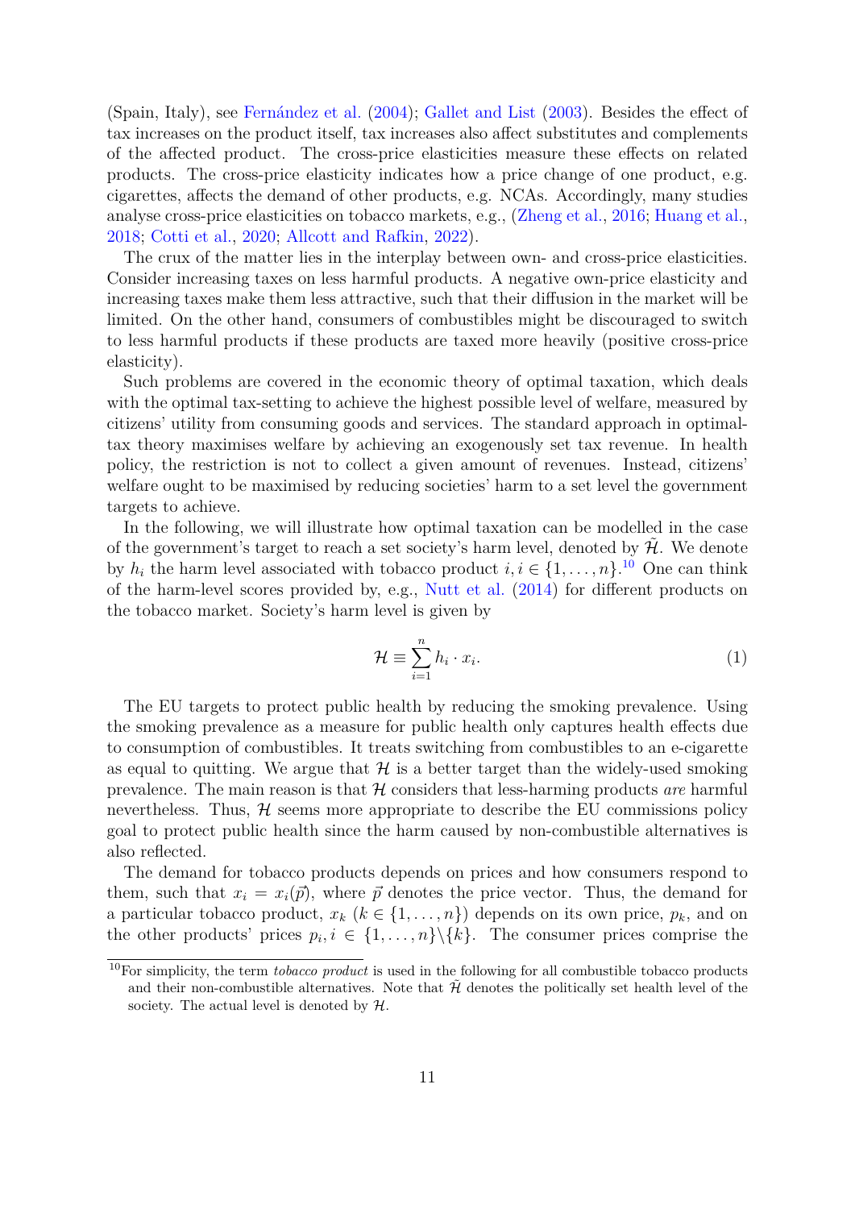(Spain, Italy), see Fernández et al. (2004); Gallet and List (2003). Besides the effect of tax increases on the product itself, tax increases also affect substitutes and complements of the affected product. The cross-price elasticities measure these effects on related products. The cross-price elasticity indicates how a price change of one product, e.g. cigarettes, affects the demand of other products, e.g. NCAs. Accordingly, many studies analyse cross-price elasticities on tobacco markets, e.g., (Zheng et al., 2016; Huang et al., 2018; Cotti et al., 2020; Allcott and Rafkin, 2022).

The crux of the matter lies in the interplay between own- and cross-price elasticities. Consider increasing taxes on less harmful products. A negative own-price elasticity and increasing taxes make them less attractive, such that their diffusion in the market will be limited. On the other hand, consumers of combustibles might be discouraged to switch to less harmful products if these products are taxed more heavily (positive cross-price elasticity).

Such problems are covered in the economic theory of optimal taxation, which deals with the optimal tax-setting to achieve the highest possible level of welfare, measured by citizens' utility from consuming goods and services. The standard approach in optimal-tax theory maximises welfare by achieving an exogenously set tax revenue. In health policy, the restriction is not to collect a given amount of revenues. Instead, citizens' welfare ought to be maximised by reducing societies' harm to a set level the government targets to achieve.

In the following, we will illustrate how optimal taxation can be modelled in the case of the government's target to reach a set society's harm level, denoted by $\tilde{\mathcal{H}}$. We denote by $h_i$ the harm level associated with tobacco product $i, i \in \{1, \ldots, n\}$.[10] One can think of the harm-level scores provided by, e.g., Nutt et al. (2014) for different products on the tobacco market. Society's harm level is given by

$$\mathcal{H} \equiv \sum_{i=1}^{n} h_i \cdot x_i. \tag{1}$$

The EU targets to protect public health by reducing the smoking prevalence. Using the smoking prevalence as a measure for public health only captures health effects due to consumption of combustibles. It treats switching from combustibles to an e-cigarette as equal to quitting. We argue that $\mathcal{H}$ is a better target than the widely-used smoking prevalence. The main reason is that $\mathcal{H}$ considers that less-harming products *are* harmful nevertheless. Thus, $\mathcal{H}$ seems more appropriate to describe the EU commissions policy goal to protect public health since the harm caused by non-combustible alternatives is also reflected.

The demand for tobacco products depends on prices and how consumers respond to them, such that $x_i = x_i(\vec{p})$, where $\vec{p}$ denotes the price vector. Thus, the demand for a particular tobacco product, $x_k$ ($k \in \{1, \ldots, n\}$) depends on its own price, $p_k$, and on the other products' prices $p_i, i \in \{1, \ldots, n\} \backslash \{k\}$. The consumer prices comprise the

[10] For simplicity, the term *tobacco product* is used in the following for all combustible tobacco products and their non-combustible alternatives. Note that $\tilde{\mathcal{H}}$ denotes the politically set health level of the society. The actual level is denoted by $\mathcal{H}$.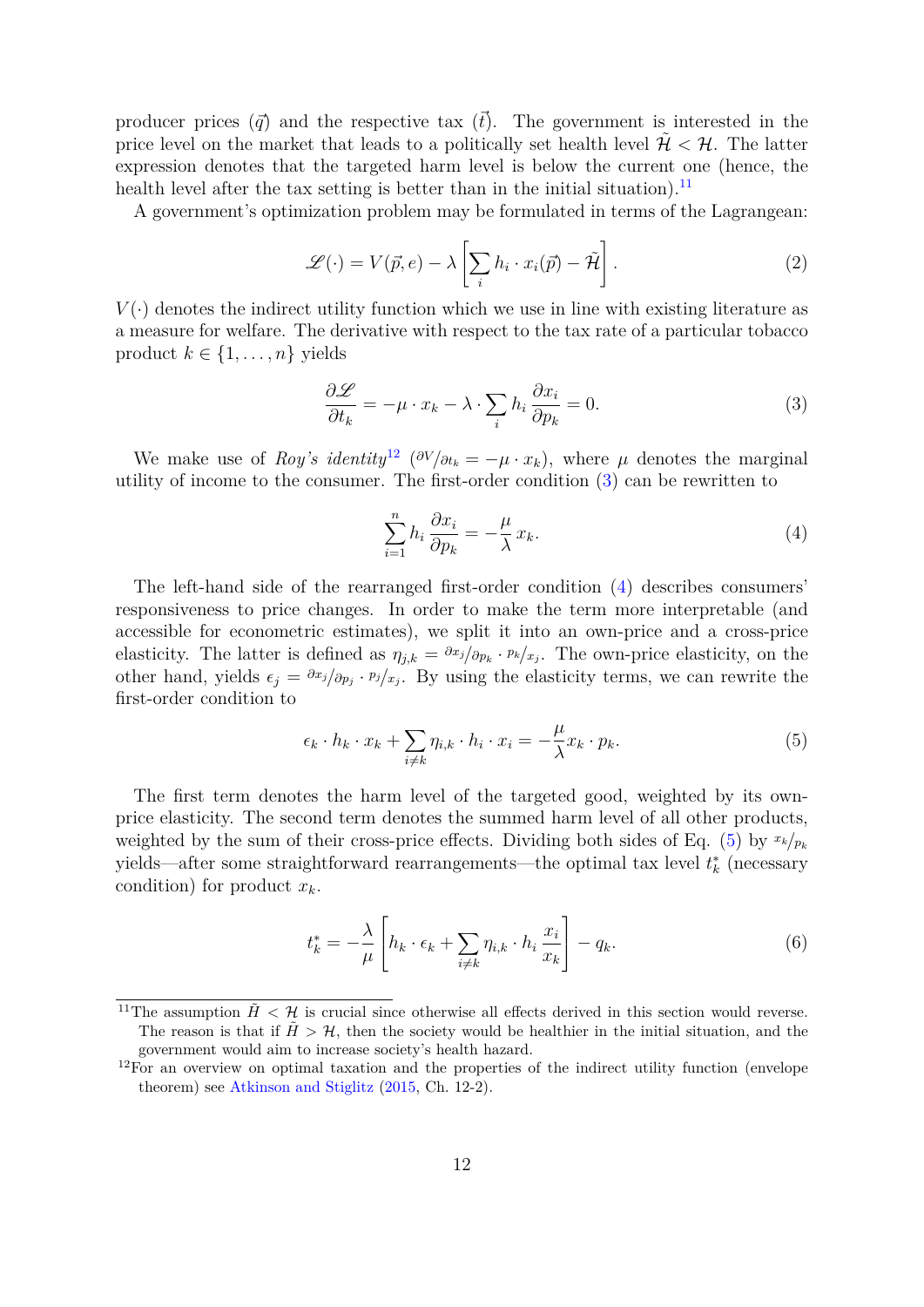producer prices ($\vec{q}$) and the respective tax ($\vec{t}$). The government is interested in the price level on the market that leads to a politically set health level $\tilde{\mathcal{H}} < \mathcal{H}$. The latter expression denotes that the targeted harm level is below the current one (hence, the health level after the tax setting is better than in the initial situation).[11]

A government's optimization problem may be formulated in terms of the Lagrangean:

$$\mathscr{L}(\cdot) = V(\vec{p}, e) - \lambda \left[ \sum_i h_i \cdot x_i(\vec{p}) - \tilde{\mathcal{H}} \right]. \tag{2}$$

$V(\cdot)$ denotes the indirect utility function which we use in line with existing literature as a measure for welfare. The derivative with respect to the tax rate of a particular tobacco product $k \in \{1, \ldots, n\}$ yields

$$\frac{\partial \mathscr{L}}{\partial t_k} = -\mu \cdot x_k - \lambda \cdot \sum_i h_i \, \frac{\partial x_i}{\partial p_k} = 0. \tag{3}$$

We make use of *Roy's identity*[12] ($\partial V / \partial t_k = -\mu \cdot x_k$), where $\mu$ denotes the marginal utility of income to the consumer. The first-order condition (3) can be rewritten to

$$\sum_{i=1}^{n} h_i \, \frac{\partial x_i}{\partial p_k} = -\frac{\mu}{\lambda} \, x_k. \tag{4}$$

The left-hand side of the rearranged first-order condition (4) describes consumers' responsiveness to price changes. In order to make the term more interpretable (and accessible for econometric estimates), we split it into an own-price and a cross-price elasticity. The latter is defined as $\eta_{j,k} = \partial x_j / \partial p_k \cdot p_k / x_j$. The own-price elasticity, on the other hand, yields $\epsilon_j = \partial x_j / \partial p_j \cdot p_j / x_j$. By using the elasticity terms, we can rewrite the first-order condition to

$$\epsilon_k \cdot h_k \cdot x_k + \sum_{i \neq k} \eta_{i,k} \cdot h_i \cdot x_i = -\frac{\mu}{\lambda} x_k \cdot p_k. \tag{5}$$

The first term denotes the harm level of the targeted good, weighted by its own-price elasticity. The second term denotes the summed harm level of all other products, weighted by the sum of their cross-price effects. Dividing both sides of Eq. (5) by $x_k / p_k$ yields—after some straightforward rearrangements—the optimal tax level $t_k^*$ (necessary condition) for product $x_k$.

$$t_k^* = -\frac{\lambda}{\mu} \left[ h_k \cdot \epsilon_k + \sum_{i \neq k} \eta_{i,k} \cdot h_i \, \frac{x_i}{x_k} \right] - q_k. \tag{6}$$

[11] The assumption $\tilde{H} < \mathcal{H}$ is crucial since otherwise all effects derived in this section would reverse. The reason is that if $\tilde{H} > \mathcal{H}$, then the society would be healthier in the initial situation, and the government would aim to increase society's health hazard.

[12] For an overview on optimal taxation and the properties of the indirect utility function (envelope theorem) see Atkinson and Stiglitz (2015, Ch. 12-2).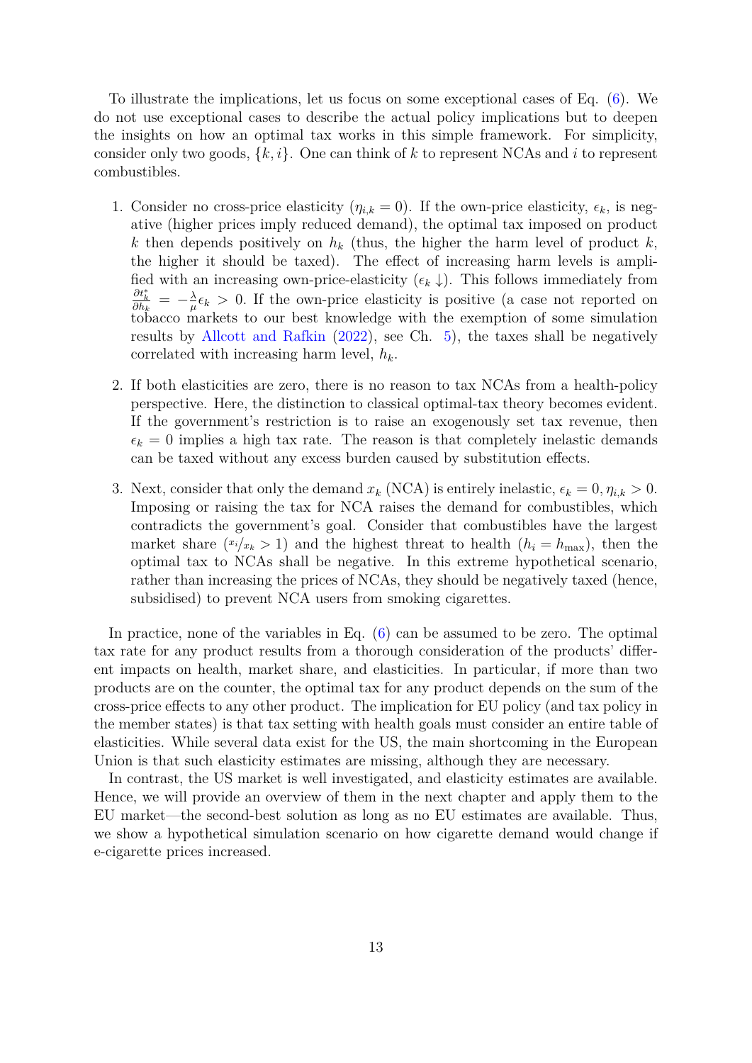To illustrate the implications, let us focus on some exceptional cases of Eq. (6). We do not use exceptional cases to describe the actual policy implications but to deepen the insights on how an optimal tax works in this simple framework. For simplicity, consider only two goods, $\{k, i\}$. One can think of $k$ to represent NCAs and $i$ to represent combustibles.

1. Consider no cross-price elasticity ($\eta_{i,k} = 0$). If the own-price elasticity, $\epsilon_k$, is negative (higher prices imply reduced demand), the optimal tax imposed on product $k$ then depends positively on $h_k$ (thus, the higher the harm level of product $k$, the higher it should be taxed). The effect of increasing harm levels is amplified with an increasing own-price-elasticity ($\epsilon_k \downarrow$). This follows immediately from $\frac{\partial t_k^*}{\partial h_k} = -\frac{\lambda}{\mu}\epsilon_k > 0$. If the own-price elasticity is positive (a case not reported on tobacco markets to our best knowledge with the exemption of some simulation results by Allcott and Rafkin (2022), see Ch. 5), the taxes shall be negatively correlated with increasing harm level, $h_k$.

2. If both elasticities are zero, there is no reason to tax NCAs from a health-policy perspective. Here, the distinction to classical optimal-tax theory becomes evident. If the government's restriction is to raise an exogenously set tax revenue, then $\epsilon_k = 0$ implies a high tax rate. The reason is that completely inelastic demands can be taxed without any excess burden caused by substitution effects.

3. Next, consider that only the demand $x_k$ (NCA) is entirely inelastic, $\epsilon_k = 0, \eta_{i,k} > 0$. Imposing or raising the tax for NCA raises the demand for combustibles, which contradicts the government's goal. Consider that combustibles have the largest market share ($x_i/x_k > 1$) and the highest threat to health ($h_i = h_{\max}$), then the optimal tax to NCAs shall be negative. In this extreme hypothetical scenario, rather than increasing the prices of NCAs, they should be negatively taxed (hence, subsidised) to prevent NCA users from smoking cigarettes.

In practice, none of the variables in Eq. (6) can be assumed to be zero. The optimal tax rate for any product results from a thorough consideration of the products' different impacts on health, market share, and elasticities. In particular, if more than two products are on the counter, the optimal tax for any product depends on the sum of the cross-price effects to any other product. The implication for EU policy (and tax policy in the member states) is that tax setting with health goals must consider an entire table of elasticities. While several data exist for the US, the main shortcoming in the European Union is that such elasticity estimates are missing, although they are necessary.

In contrast, the US market is well investigated, and elasticity estimates are available. Hence, we will provide an overview of them in the next chapter and apply them to the EU market—the second-best solution as long as no EU estimates are available. Thus, we show a hypothetical simulation scenario on how cigarette demand would change if e-cigarette prices increased.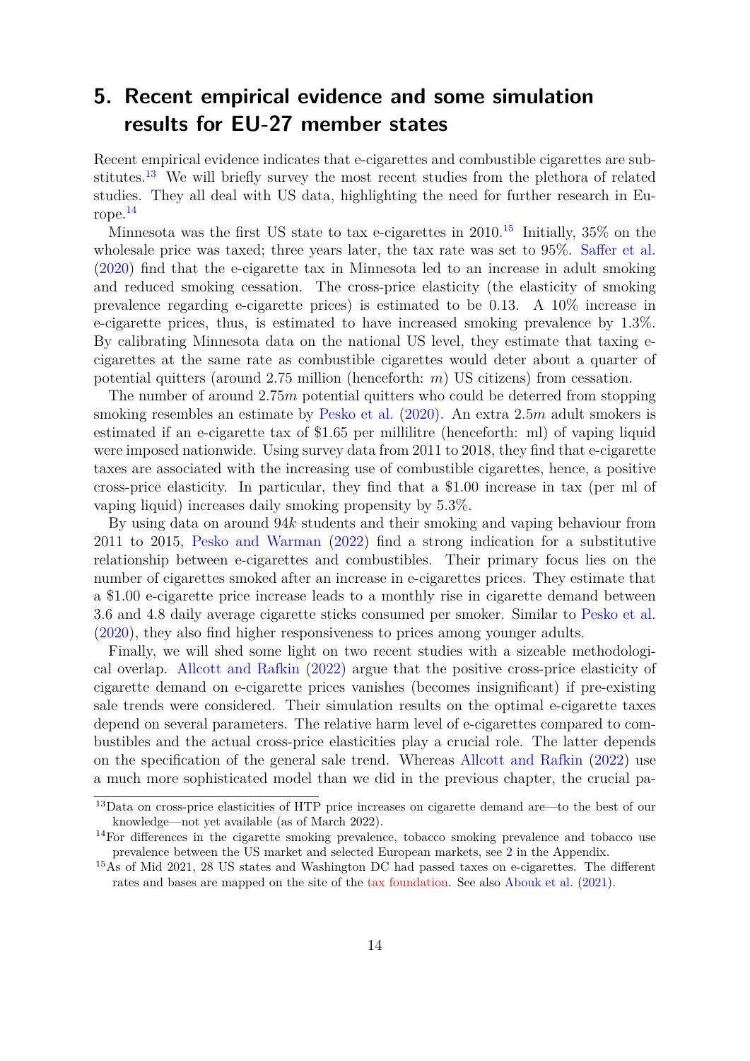# 5. Recent empirical evidence and some simulation results for EU-27 member states

Recent empirical evidence indicates that e-cigarettes and combustible cigarettes are substitutes.[13] We will briefly survey the most recent studies from the plethora of related studies. They all deal with US data, highlighting the need for further research in Europe.[14]

Minnesota was the first US state to tax e-cigarettes in 2010.[15] Initially, 35% on the wholesale price was taxed; three years later, the tax rate was set to 95%. Saffer et al. (2020) find that the e-cigarette tax in Minnesota led to an increase in adult smoking and reduced smoking cessation. The cross-price elasticity (the elasticity of smoking prevalence regarding e-cigarette prices) is estimated to be 0.13. A 10% increase in e-cigarette prices, thus, is estimated to have increased smoking prevalence by 1.3%. By calibrating Minnesota data on the national US level, they estimate that taxing e-cigarettes at the same rate as combustible cigarettes would deter about a quarter of potential quitters (around 2.75 million (henceforth: *m*) US citizens) from cessation.

The number of around 2.75*m* potential quitters who could be deterred from stopping smoking resembles an estimate by Pesko et al. (2020). An extra 2.5*m* adult smokers is estimated if an e-cigarette tax of $1.65 per millilitre (henceforth: ml) of vaping liquid were imposed nationwide. Using survey data from 2011 to 2018, they find that e-cigarette taxes are associated with the increasing use of combustible cigarettes, hence, a positive cross-price elasticity. In particular, they find that a $1.00 increase in tax (per ml of vaping liquid) increases daily smoking propensity by 5.3%.

By using data on around 94*k* students and their smoking and vaping behaviour from 2011 to 2015, Pesko and Warman (2022) find a strong indication for a substitutive relationship between e-cigarettes and combustibles. Their primary focus lies on the number of cigarettes smoked after an increase in e-cigarettes prices. They estimate that a $1.00 e-cigarette price increase leads to a monthly rise in cigarette demand between 3.6 and 4.8 daily average cigarette sticks consumed per smoker. Similar to Pesko et al. (2020), they also find higher responsiveness to prices among younger adults.

Finally, we will shed some light on two recent studies with a sizeable methodological overlap. Allcott and Rafkin (2022) argue that the positive cross-price elasticity of cigarette demand on e-cigarette prices vanishes (becomes insignificant) if pre-existing sale trends were considered. Their simulation results on the optimal e-cigarette taxes depend on several parameters. The relative harm level of e-cigarettes compared to combustibles and the actual cross-price elasticities play a crucial role. The latter depends on the specification of the general sale trend. Whereas Allcott and Rafkin (2022) use a much more sophisticated model than we did in the previous chapter, the crucial pa-

[13] Data on cross-price elasticities of HTP price increases on cigarette demand are—to the best of our knowledge—not yet available (as of March 2022).

[14] For differences in the cigarette smoking prevalence, tobacco smoking prevalence and tobacco use prevalence between the US market and selected European markets, see 2 in the Appendix.

[15] As of Mid 2021, 28 US states and Washington DC had passed taxes on e-cigarettes. The different rates and bases are mapped on the site of the tax foundation. See also Abouk et al. (2021).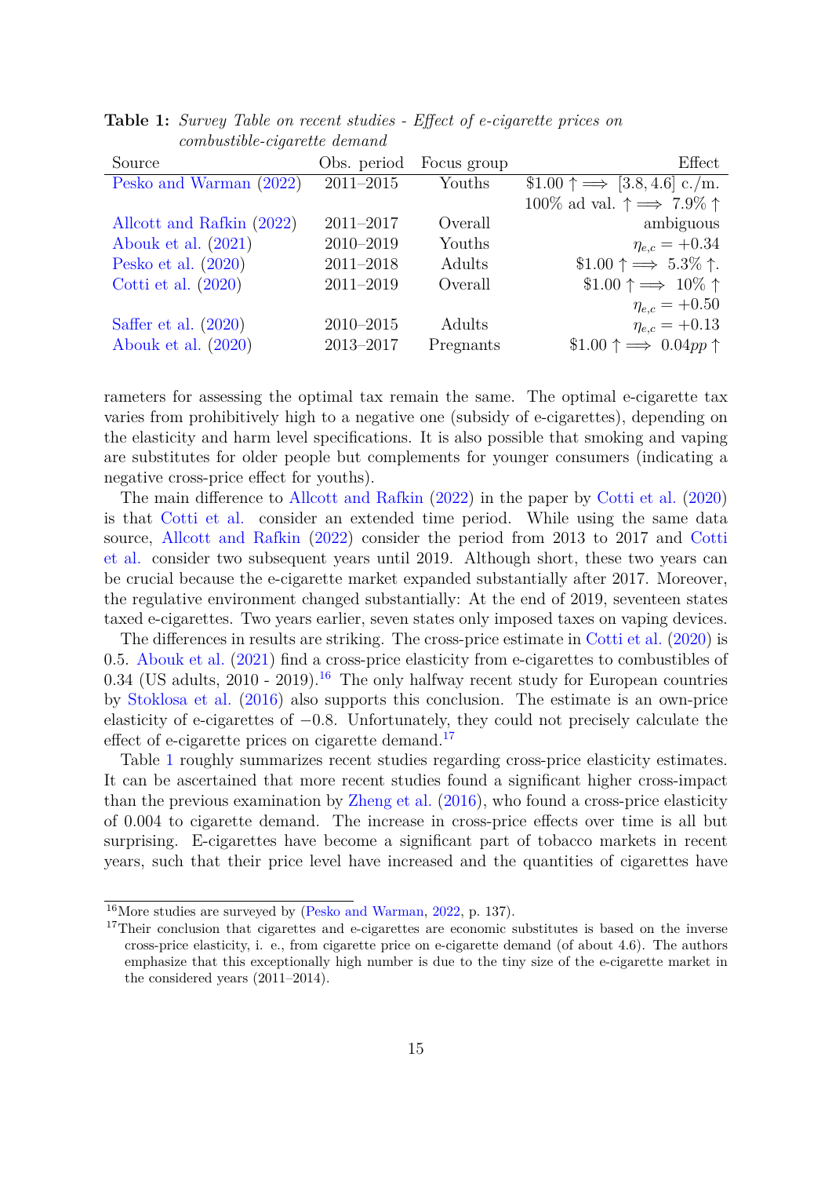**Table 1:** *Survey Table on recent studies - Effect of e-cigarette prices on combustible-cigarette demand*

| Source | Obs. period | Focus group | Effect |
|---|---|---|---|
| Pesko and Warman (2022) | 2011–2015 | Youths | \$1.00 $\uparrow \Longrightarrow$ [3.8, 4.6] c./m. |
| | | | 100% ad val. $\uparrow \Longrightarrow$ 7.9% $\uparrow$ |
| Allcott and Rafkin (2022) | 2011–2017 | Overall | ambiguous |
| Abouk et al. (2021) | 2010–2019 | Youths | $\eta_{e,c} = +0.34$ |
| Pesko et al. (2020) | 2011–2018 | Adults | \$1.00 $\uparrow \Longrightarrow$ 5.3% $\uparrow$. |
| Cotti et al. (2020) | 2011–2019 | Overall | \$1.00 $\uparrow \Longrightarrow$ 10% $\uparrow$ |
| | | | $\eta_{e,c} = +0.50$ |
| Saffer et al. (2020) | 2010–2015 | Adults | $\eta_{e,c} = +0.13$ |
| Abouk et al. (2020) | 2013–2017 | Pregnants | \$1.00 $\uparrow \Longrightarrow$ $0.04pp$ $\uparrow$ |

rameters for assessing the optimal tax remain the same. The optimal e-cigarette tax varies from prohibitively high to a negative one (subsidy of e-cigarettes), depending on the elasticity and harm level specifications. It is also possible that smoking and vaping are substitutes for older people but complements for younger consumers (indicating a negative cross-price effect for youths).

The main difference to Allcott and Rafkin (2022) in the paper by Cotti et al. (2020) is that Cotti et al. consider an extended time period. While using the same data source, Allcott and Rafkin (2022) consider the period from 2013 to 2017 and Cotti et al. consider two subsequent years until 2019. Although short, these two years can be crucial because the e-cigarette market expanded substantially after 2017. Moreover, the regulative environment changed substantially: At the end of 2019, seventeen states taxed e-cigarettes. Two years earlier, seven states only imposed taxes on vaping devices.

The differences in results are striking. The cross-price estimate in Cotti et al. (2020) is 0.5. Abouk et al. (2021) find a cross-price elasticity from e-cigarettes to combustibles of 0.34 (US adults, 2010 - 2019).[16] The only halfway recent study for European countries by Stoklosa et al. (2016) also supports this conclusion. The estimate is an own-price elasticity of e-cigarettes of $-0.8$. Unfortunately, they could not precisely calculate the effect of e-cigarette prices on cigarette demand.[17]

Table 1 roughly summarizes recent studies regarding cross-price elasticity estimates. It can be ascertained that more recent studies found a significant higher cross-impact than the previous examination by Zheng et al. (2016), who found a cross-price elasticity of 0.004 to cigarette demand. The increase in cross-price effects over time is all but surprising. E-cigarettes have become a significant part of tobacco markets in recent years, such that their price level have increased and the quantities of cigarettes have

[16] More studies are surveyed by (Pesko and Warman, 2022, p. 137).

[17] Their conclusion that cigarettes and e-cigarettes are economic substitutes is based on the inverse cross-price elasticity, i. e., from cigarette price on e-cigarette demand (of about 4.6). The authors emphasize that this exceptionally high number is due to the tiny size of the e-cigarette market in the considered years (2011–2014).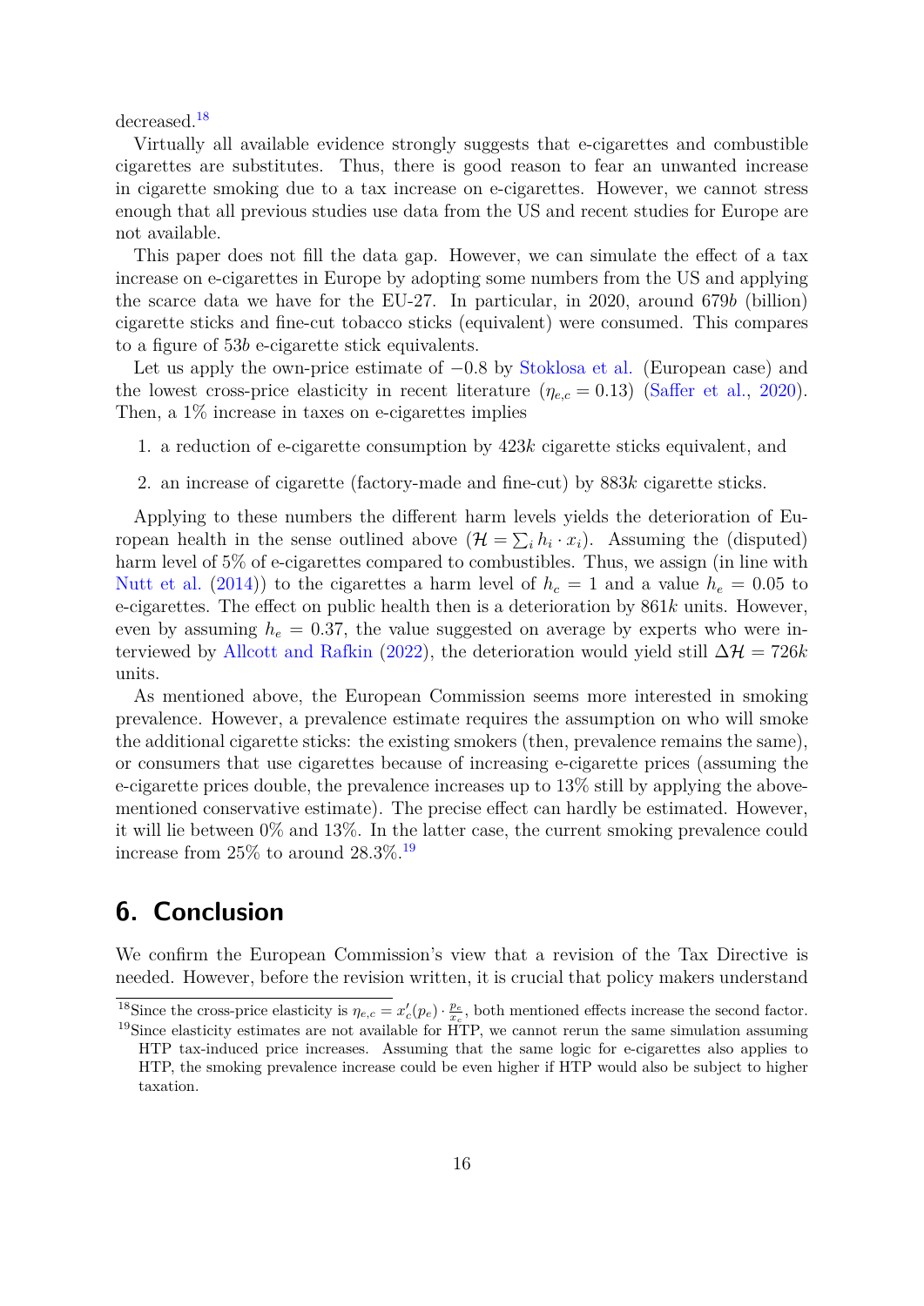decreased.[18]

Virtually all available evidence strongly suggests that e-cigarettes and combustible cigarettes are substitutes. Thus, there is good reason to fear an unwanted increase in cigarette smoking due to a tax increase on e-cigarettes. However, we cannot stress enough that all previous studies use data from the US and recent studies for Europe are not available.

This paper does not fill the data gap. However, we can simulate the effect of a tax increase on e-cigarettes in Europe by adopting some numbers from the US and applying the scarce data we have for the EU-27. In particular, in 2020, around 679*b* (billion) cigarette sticks and fine-cut tobacco sticks (equivalent) were consumed. This compares to a figure of 53*b* e-cigarette stick equivalents.

Let us apply the own-price estimate of −0.8 by Stoklosa et al. (European case) and the lowest cross-price elasticity in recent literature ($\eta_{e,c} = 0.13$) (Saffer et al., 2020). Then, a 1% increase in taxes on e-cigarettes implies

1. a reduction of e-cigarette consumption by 423*k* cigarette sticks equivalent, and
2. an increase of cigarette (factory-made and fine-cut) by 883*k* cigarette sticks.

Applying to these numbers the different harm levels yields the deterioration of European health in the sense outlined above ($\mathcal{H} = \sum_i h_i \cdot x_i$). Assuming the (disputed) harm level of 5% of e-cigarettes compared to combustibles. Thus, we assign (in line with Nutt et al. (2014)) to the cigarettes a harm level of $h_c = 1$ and a value $h_e = 0.05$ to e-cigarettes. The effect on public health then is a deterioration by 861*k* units. However, even by assuming $h_e = 0.37$, the value suggested on average by experts who were interviewed by Allcott and Rafkin (2022), the deterioration would yield still $\Delta\mathcal{H} = 726k$ units.

As mentioned above, the European Commission seems more interested in smoking prevalence. However, a prevalence estimate requires the assumption on who will smoke the additional cigarette sticks: the existing smokers (then, prevalence remains the same), or consumers that use cigarettes because of increasing e-cigarette prices (assuming the e-cigarette prices double, the prevalence increases up to 13% still by applying the above-mentioned conservative estimate). The precise effect can hardly be estimated. However, it will lie between 0% and 13%. In the latter case, the current smoking prevalence could increase from 25% to around 28.3%.[19]

## 6. Conclusion

We confirm the European Commission's view that a revision of the Tax Directive is needed. However, before the revision written, it is crucial that policy makers understand

[18] Since the cross-price elasticity is $\eta_{e,c} = x_c'(p_e) \cdot \frac{p_e}{x_c}$, both mentioned effects increase the second factor.

[19] Since elasticity estimates are not available for HTP, we cannot rerun the same simulation assuming HTP tax-induced price increases. Assuming that the same logic for e-cigarettes also applies to HTP, the smoking prevalence increase could be even higher if HTP would also be subject to higher taxation.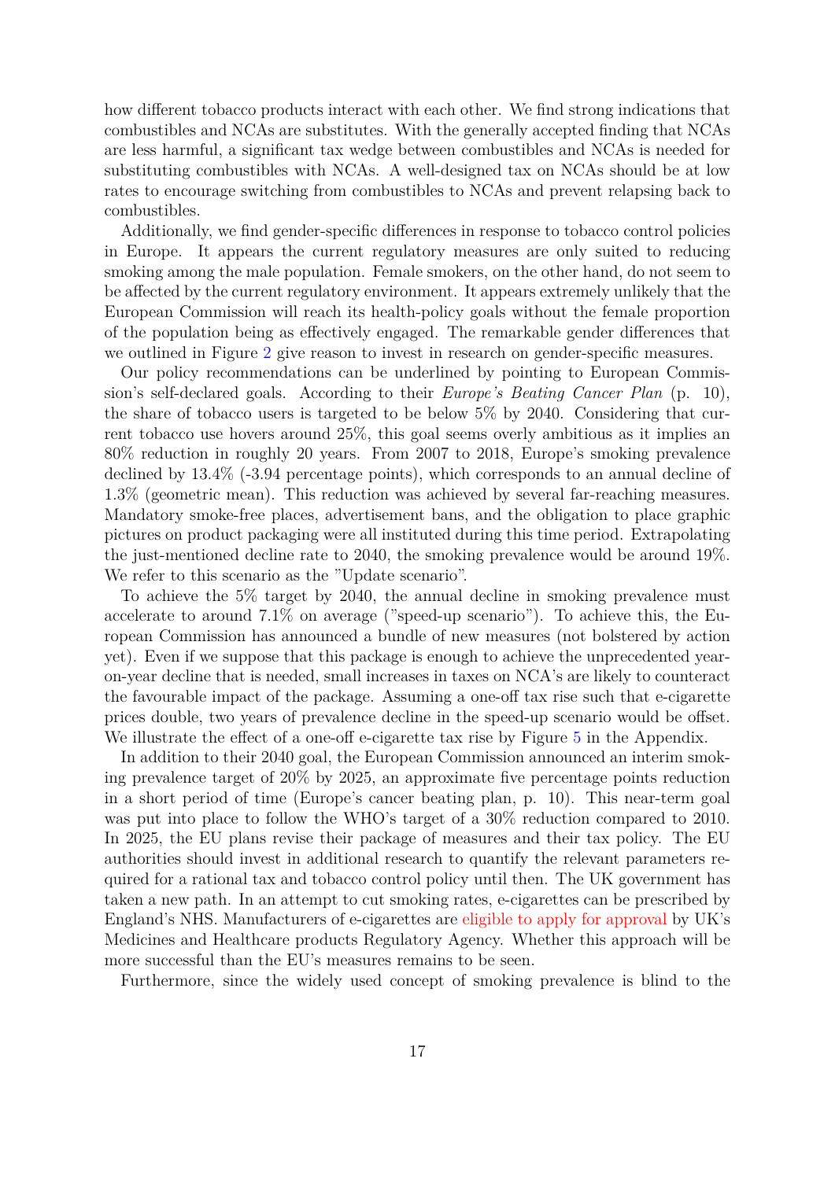how different tobacco products interact with each other. We find strong indications that combustibles and NCAs are substitutes. With the generally accepted finding that NCAs are less harmful, a significant tax wedge between combustibles and NCAs is needed for substituting combustibles with NCAs. A well-designed tax on NCAs should be at low rates to encourage switching from combustibles to NCAs and prevent relapsing back to combustibles.

Additionally, we find gender-specific differences in response to tobacco control policies in Europe. It appears the current regulatory measures are only suited to reducing smoking among the male population. Female smokers, on the other hand, do not seem to be affected by the current regulatory environment. It appears extremely unlikely that the European Commission will reach its health-policy goals without the female proportion of the population being as effectively engaged. The remarkable gender differences that we outlined in Figure 2 give reason to invest in research on gender-specific measures.

Our policy recommendations can be underlined by pointing to European Commission's self-declared goals. According to their *Europe's Beating Cancer Plan* (p. 10), the share of tobacco users is targeted to be below 5% by 2040. Considering that current tobacco use hovers around 25%, this goal seems overly ambitious as it implies an 80% reduction in roughly 20 years. From 2007 to 2018, Europe's smoking prevalence declined by 13.4% (-3.94 percentage points), which corresponds to an annual decline of 1.3% (geometric mean). This reduction was achieved by several far-reaching measures. Mandatory smoke-free places, advertisement bans, and the obligation to place graphic pictures on product packaging were all instituted during this time period. Extrapolating the just-mentioned decline rate to 2040, the smoking prevalence would be around 19%. We refer to this scenario as the "Update scenario".

To achieve the 5% target by 2040, the annual decline in smoking prevalence must accelerate to around 7.1% on average ("speed-up scenario"). To achieve this, the European Commission has announced a bundle of new measures (not bolstered by action yet). Even if we suppose that this package is enough to achieve the unprecedented year-on-year decline that is needed, small increases in taxes on NCA's are likely to counteract the favourable impact of the package. Assuming a one-off tax rise such that e-cigarette prices double, two years of prevalence decline in the speed-up scenario would be offset. We illustrate the effect of a one-off e-cigarette tax rise by Figure 5 in the Appendix.

In addition to their 2040 goal, the European Commission announced an interim smoking prevalence target of 20% by 2025, an approximate five percentage points reduction in a short period of time (Europe's cancer beating plan, p. 10). This near-term goal was put into place to follow the WHO's target of a 30% reduction compared to 2010. In 2025, the EU plans revise their package of measures and their tax policy. The EU authorities should invest in additional research to quantify the relevant parameters required for a rational tax and tobacco control policy until then. The UK government has taken a new path. In an attempt to cut smoking rates, e-cigarettes can be prescribed by England's NHS. Manufacturers of e-cigarettes are eligible to apply for approval by UK's Medicines and Healthcare products Regulatory Agency. Whether this approach will be more successful than the EU's measures remains to be seen.

Furthermore, since the widely used concept of smoking prevalence is blind to the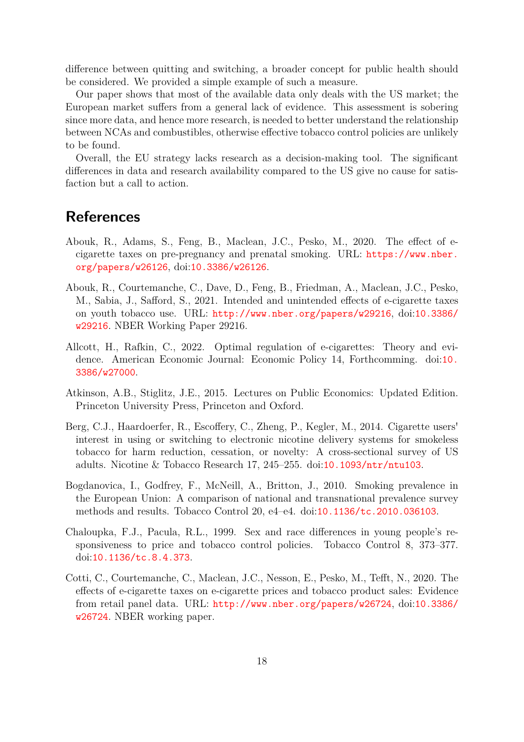difference between quitting and switching, a broader concept for public health should be considered. We provided a simple example of such a measure.

Our paper shows that most of the available data only deals with the US market; the European market suffers from a general lack of evidence. This assessment is sobering since more data, and hence more research, is needed to better understand the relationship between NCAs and combustibles, otherwise effective tobacco control policies are unlikely to be found.

Overall, the EU strategy lacks research as a decision-making tool. The significant differences in data and research availability compared to the US give no cause for satisfaction but a call to action.

## References

Abouk, R., Adams, S., Feng, B., Maclean, J.C., Pesko, M., 2020. The effect of e-cigarette taxes on pre-pregnancy and prenatal smoking. URL: https://www.nber.org/papers/w26126, doi:10.3386/w26126.

Abouk, R., Courtemanche, C., Dave, D., Feng, B., Friedman, A., Maclean, J.C., Pesko, M., Sabia, J., Safford, S., 2021. Intended and unintended effects of e-cigarette taxes on youth tobacco use. URL: http://www.nber.org/papers/w29216, doi:10.3386/w29216. NBER Working Paper 29216.

Allcott, H., Rafkin, C., 2022. Optimal regulation of e-cigarettes: Theory and evidence. American Economic Journal: Economic Policy 14, Forthcomming. doi:10.3386/w27000.

Atkinson, A.B., Stiglitz, J.E., 2015. Lectures on Public Economics: Updated Edition. Princeton University Press, Princeton and Oxford.

Berg, C.J., Haardoerfer, R., Escoffery, C., Zheng, P., Kegler, M., 2014. Cigarette users' interest in using or switching to electronic nicotine delivery systems for smokeless tobacco for harm reduction, cessation, or novelty: A cross-sectional survey of US adults. Nicotine & Tobacco Research 17, 245–255. doi:10.1093/ntr/ntu103.

Bogdanovica, I., Godfrey, F., McNeill, A., Britton, J., 2010. Smoking prevalence in the European Union: A comparison of national and transnational prevalence survey methods and results. Tobacco Control 20, e4–e4. doi:10.1136/tc.2010.036103.

Chaloupka, F.J., Pacula, R.L., 1999. Sex and race differences in young people's responsiveness to price and tobacco control policies. Tobacco Control 8, 373–377. doi:10.1136/tc.8.4.373.

Cotti, C., Courtemanche, C., Maclean, J.C., Nesson, E., Pesko, M., Tefft, N., 2020. The effects of e-cigarette taxes on e-cigarette prices and tobacco product sales: Evidence from retail panel data. URL: http://www.nber.org/papers/w26724, doi:10.3386/w26724. NBER working paper.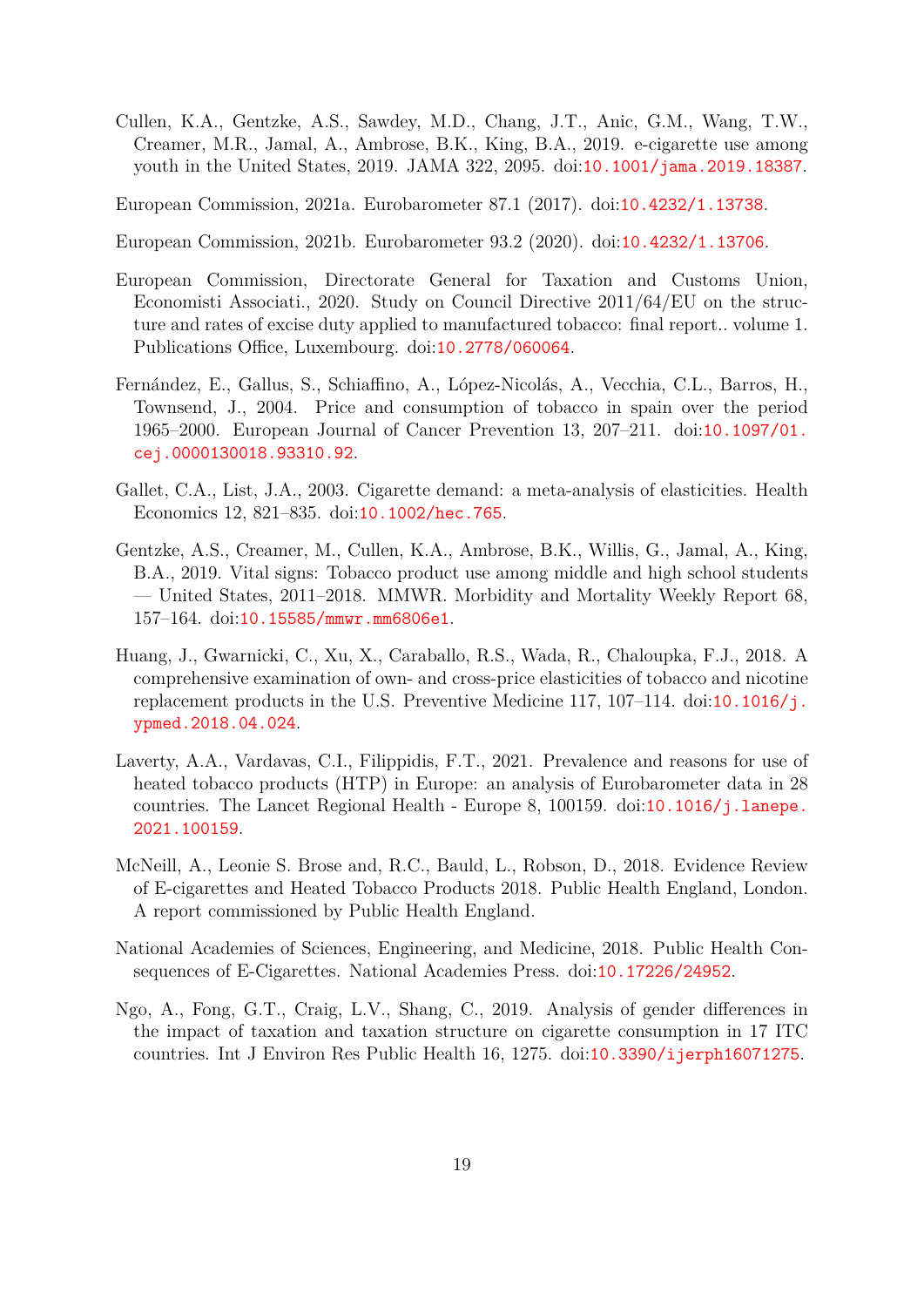Cullen, K.A., Gentzke, A.S., Sawdey, M.D., Chang, J.T., Anic, G.M., Wang, T.W., Creamer, M.R., Jamal, A., Ambrose, B.K., King, B.A., 2019. e-cigarette use among youth in the United States, 2019. JAMA 322, 2095. doi:10.1001/jama.2019.18387.

European Commission, 2021a. Eurobarometer 87.1 (2017). doi:10.4232/1.13738.

European Commission, 2021b. Eurobarometer 93.2 (2020). doi:10.4232/1.13706.

European Commission, Directorate General for Taxation and Customs Union, Economisti Associati., 2020. Study on Council Directive 2011/64/EU on the structure and rates of excise duty applied to manufactured tobacco: final report.. volume 1. Publications Office, Luxembourg. doi:10.2778/060064.

Fernández, E., Gallus, S., Schiaffino, A., López-Nicolás, A., Vecchia, C.L., Barros, H., Townsend, J., 2004. Price and consumption of tobacco in spain over the period 1965–2000. European Journal of Cancer Prevention 13, 207–211. doi:10.1097/01.cej.0000130018.93310.92.

Gallet, C.A., List, J.A., 2003. Cigarette demand: a meta-analysis of elasticities. Health Economics 12, 821–835. doi:10.1002/hec.765.

Gentzke, A.S., Creamer, M., Cullen, K.A., Ambrose, B.K., Willis, G., Jamal, A., King, B.A., 2019. Vital signs: Tobacco product use among middle and high school students — United States, 2011–2018. MMWR. Morbidity and Mortality Weekly Report 68, 157–164. doi:10.15585/mmwr.mm6806e1.

Huang, J., Gwarnicki, C., Xu, X., Caraballo, R.S., Wada, R., Chaloupka, F.J., 2018. A comprehensive examination of own- and cross-price elasticities of tobacco and nicotine replacement products in the U.S. Preventive Medicine 117, 107–114. doi:10.1016/j.ypmed.2018.04.024.

Laverty, A.A., Vardavas, C.I., Filippidis, F.T., 2021. Prevalence and reasons for use of heated tobacco products (HTP) in Europe: an analysis of Eurobarometer data in 28 countries. The Lancet Regional Health - Europe 8, 100159. doi:10.1016/j.lanepe.2021.100159.

McNeill, A., Leonie S. Brose and, R.C., Bauld, L., Robson, D., 2018. Evidence Review of E-cigarettes and Heated Tobacco Products 2018. Public Health England, London. A report commissioned by Public Health England.

National Academies of Sciences, Engineering, and Medicine, 2018. Public Health Consequences of E-Cigarettes. National Academies Press. doi:10.17226/24952.

Ngo, A., Fong, G.T., Craig, L.V., Shang, C., 2019. Analysis of gender differences in the impact of taxation and taxation structure on cigarette consumption in 17 ITC countries. Int J Environ Res Public Health 16, 1275. doi:10.3390/ijerph16071275.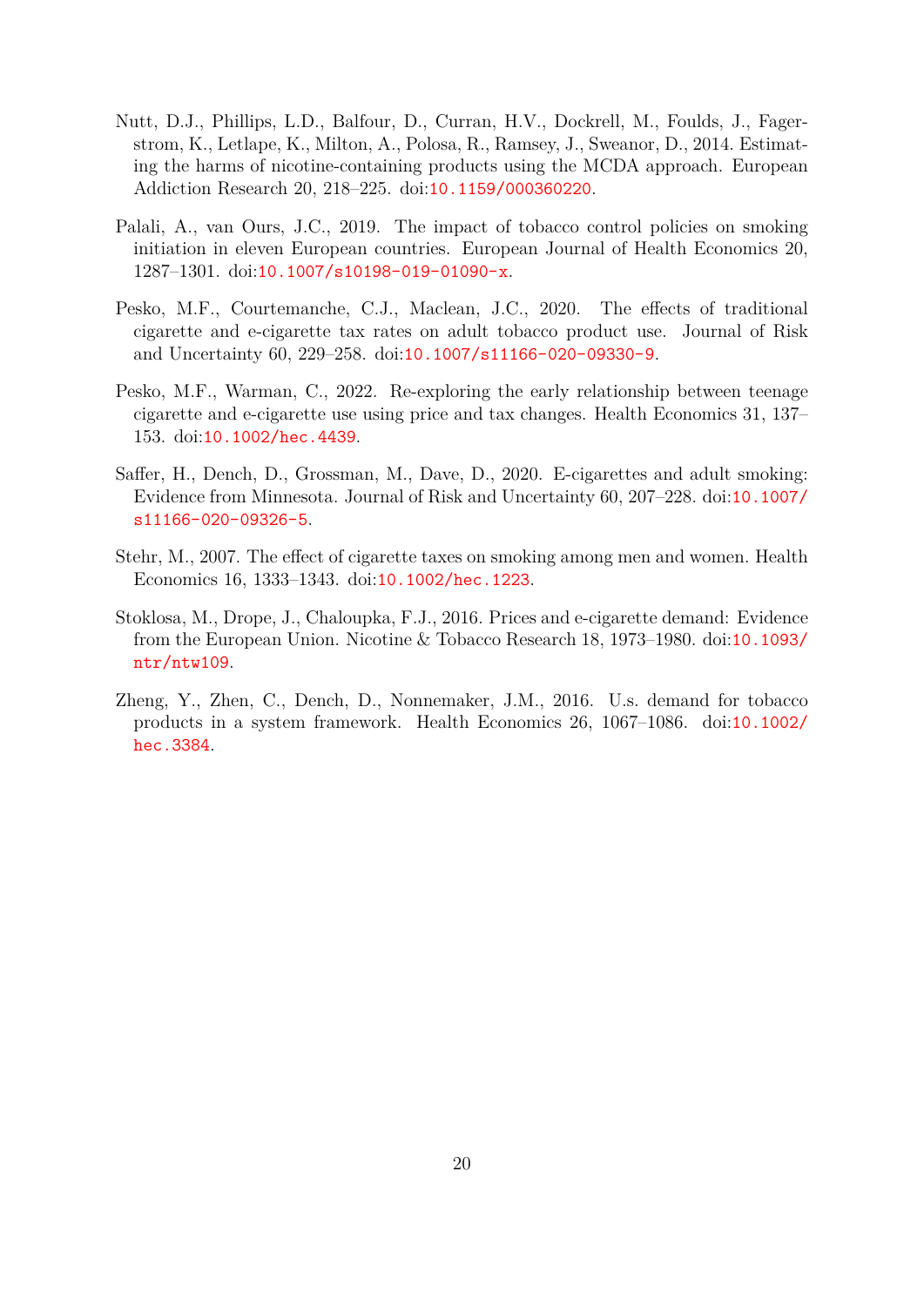Nutt, D.J., Phillips, L.D., Balfour, D., Curran, H.V., Dockrell, M., Foulds, J., Fagerstrom, K., Letlape, K., Milton, A., Polosa, R., Ramsey, J., Sweanor, D., 2014. Estimating the harms of nicotine-containing products using the MCDA approach. European Addiction Research 20, 218–225. doi:10.1159/000360220.

Palali, A., van Ours, J.C., 2019. The impact of tobacco control policies on smoking initiation in eleven European countries. European Journal of Health Economics 20, 1287–1301. doi:10.1007/s10198-019-01090-x.

Pesko, M.F., Courtemanche, C.J., Maclean, J.C., 2020. The effects of traditional cigarette and e-cigarette tax rates on adult tobacco product use. Journal of Risk and Uncertainty 60, 229–258. doi:10.1007/s11166-020-09330-9.

Pesko, M.F., Warman, C., 2022. Re-exploring the early relationship between teenage cigarette and e-cigarette use using price and tax changes. Health Economics 31, 137–153. doi:10.1002/hec.4439.

Saffer, H., Dench, D., Grossman, M., Dave, D., 2020. E-cigarettes and adult smoking: Evidence from Minnesota. Journal of Risk and Uncertainty 60, 207–228. doi:10.1007/s11166-020-09326-5.

Stehr, M., 2007. The effect of cigarette taxes on smoking among men and women. Health Economics 16, 1333–1343. doi:10.1002/hec.1223.

Stoklosa, M., Drope, J., Chaloupka, F.J., 2016. Prices and e-cigarette demand: Evidence from the European Union. Nicotine & Tobacco Research 18, 1973–1980. doi:10.1093/ntr/ntw109.

Zheng, Y., Zhen, C., Dench, D., Nonnemaker, J.M., 2016. U.s. demand for tobacco products in a system framework. Health Economics 26, 1067–1086. doi:10.1002/hec.3384.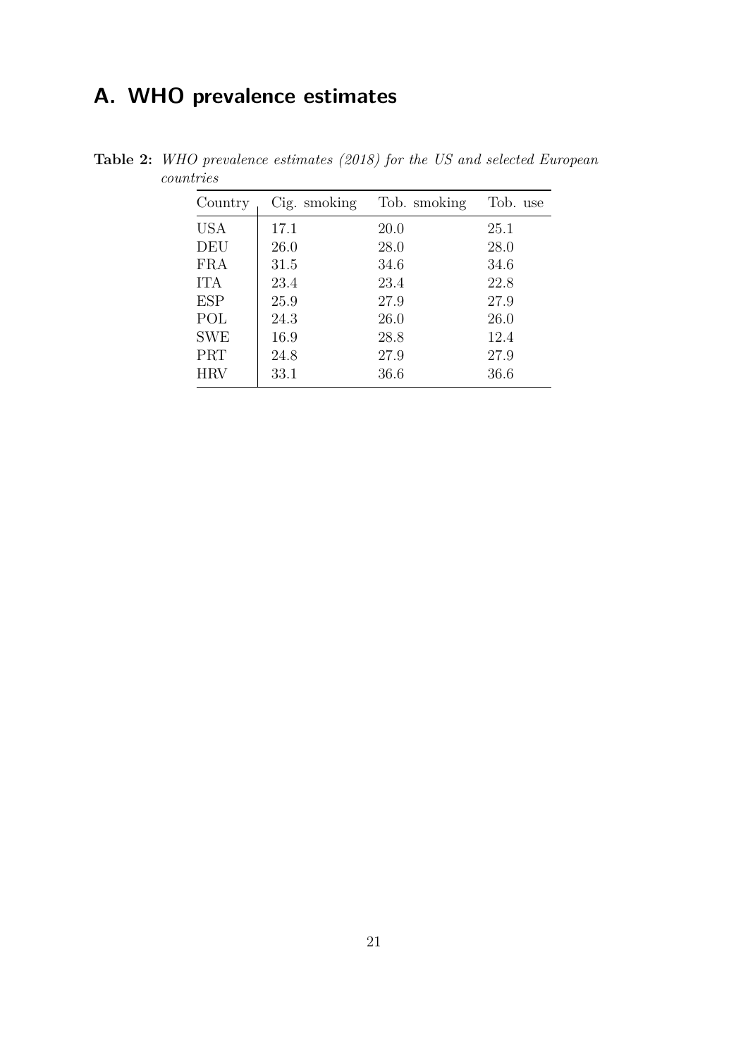# A. WHO prevalence estimates

**Table 2:** *WHO prevalence estimates (2018) for the US and selected European countries*

| Country | Cig. smoking | Tob. smoking | Tob. use |
|---|---|---|---|
| USA | 17.1 | 20.0 | 25.1 |
| DEU | 26.0 | 28.0 | 28.0 |
| FRA | 31.5 | 34.6 | 34.6 |
| ITA | 23.4 | 23.4 | 22.8 |
| ESP | 25.9 | 27.9 | 27.9 |
| POL | 24.3 | 26.0 | 26.0 |
| SWE | 16.9 | 28.8 | 12.4 |
| PRT | 24.8 | 27.9 | 27.9 |
| HRV | 33.1 | 36.6 | 36.6 |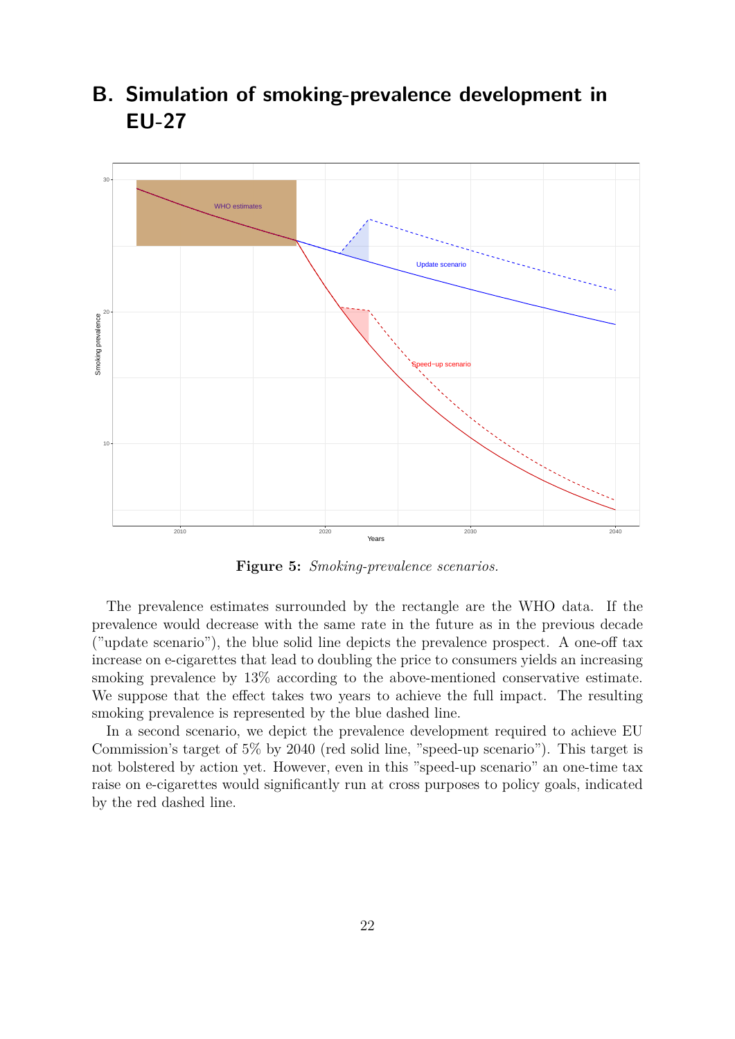# B. Simulation of smoking-prevalence development in EU-27

30
20
10
2010
2020
2030
2040
Years
Smoking prevalence
WHO estimates
Update scenario
Speed−up scenario

**Figure 5:** *Smoking-prevalence scenarios.*

The prevalence estimates surrounded by the rectangle are the WHO data. If the prevalence would decrease with the same rate in the future as in the previous decade ("update scenario"), the blue solid line depicts the prevalence prospect. A one-off tax increase on e-cigarettes that lead to doubling the price to consumers yields an increasing smoking prevalence by 13% according to the above-mentioned conservative estimate. We suppose that the effect takes two years to achieve the full impact. The resulting smoking prevalence is represented by the blue dashed line.

In a second scenario, we depict the prevalence development required to achieve EU Commission's target of 5% by 2040 (red solid line, "speed-up scenario"). This target is not bolstered by action yet. However, even in this "speed-up scenario" an one-time tax raise on e-cigarettes would significantly run at cross purposes to policy goals, indicated by the red dashed line.